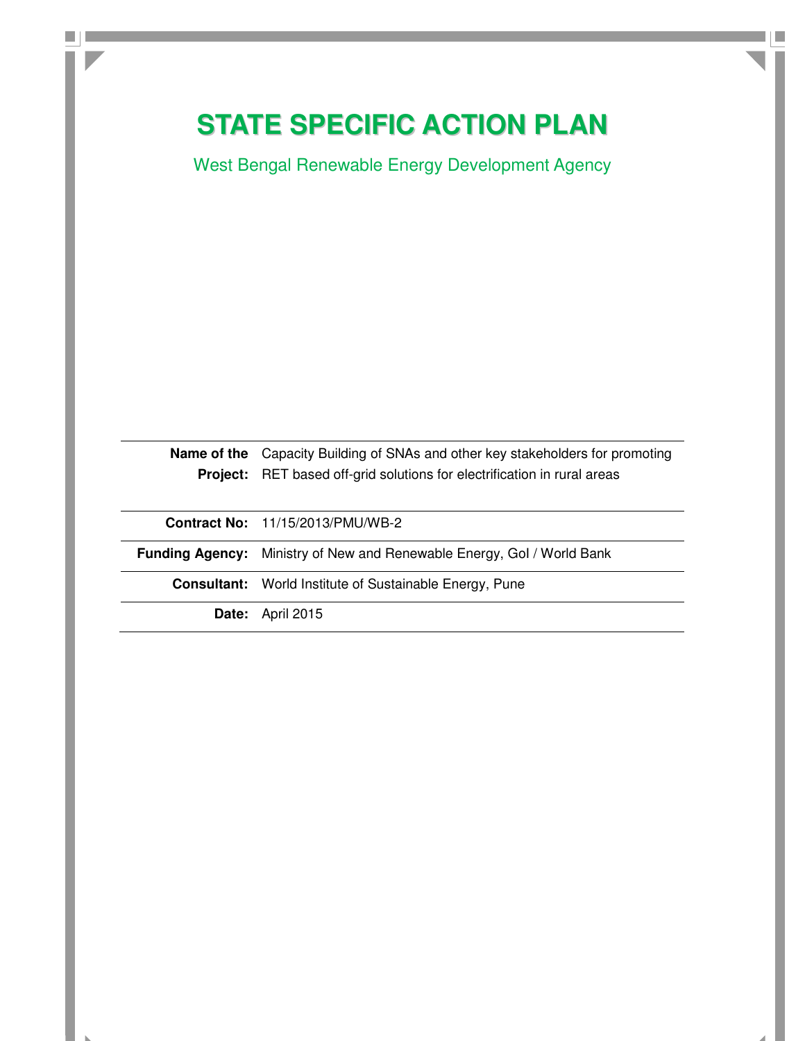# STATE SPECIFIC ACTION PLAN

West Bengal Renewable Energy Development Agency

| | |
|---|---|
| **Name of the Project:** | Capacity Building of SNAs and other key stakeholders for promoting RET based off-grid solutions for electrification in rural areas |
| **Contract No:** | 11/15/2013/PMU/WB-2 |
| **Funding Agency:** | Ministry of New and Renewable Energy, GoI / World Bank |
| **Consultant:** | World Institute of Sustainable Energy, Pune |
| **Date:** | April 2015 |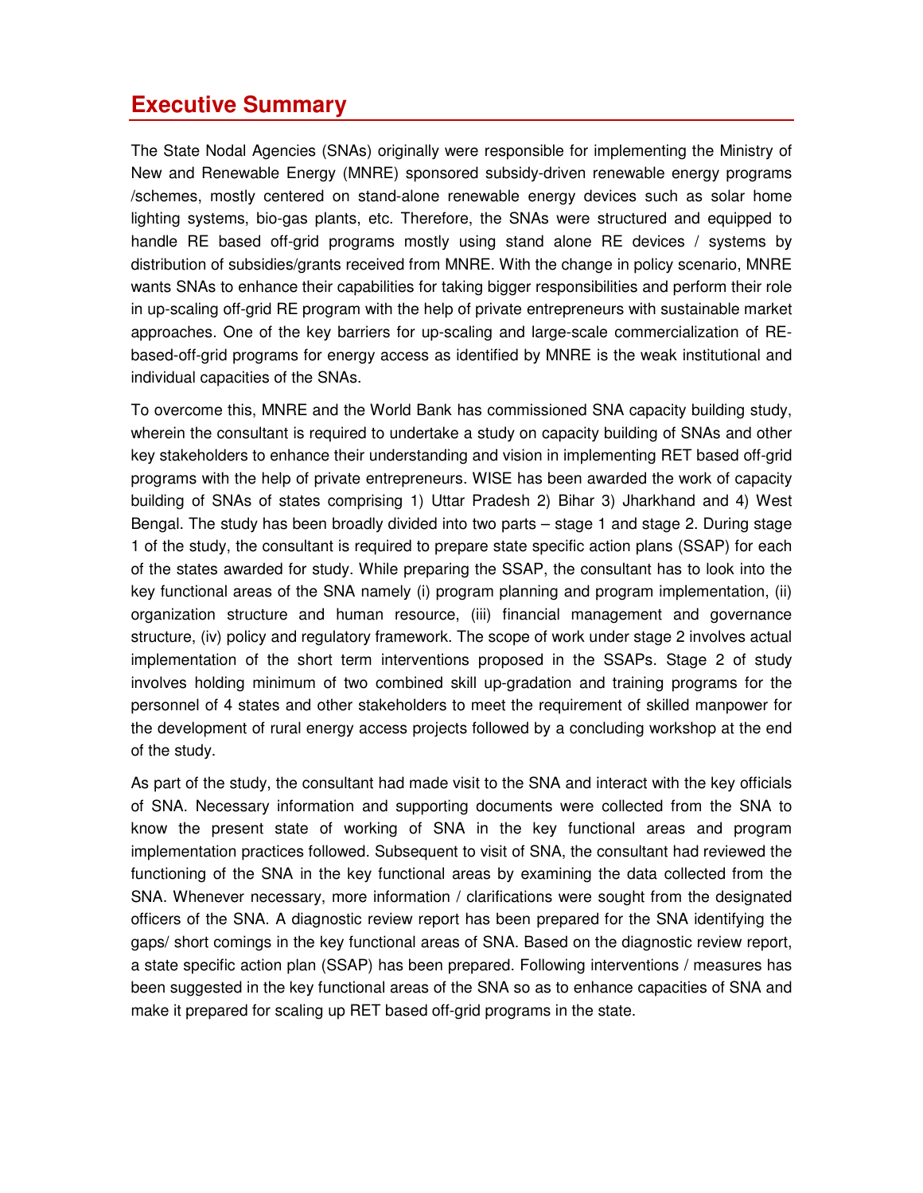## Executive Summary

The State Nodal Agencies (SNAs) originally were responsible for implementing the Ministry of New and Renewable Energy (MNRE) sponsored subsidy-driven renewable energy programs /schemes, mostly centered on stand-alone renewable energy devices such as solar home lighting systems, bio-gas plants, etc. Therefore, the SNAs were structured and equipped to handle RE based off-grid programs mostly using stand alone RE devices / systems by distribution of subsidies/grants received from MNRE. With the change in policy scenario, MNRE wants SNAs to enhance their capabilities for taking bigger responsibilities and perform their role in up-scaling off-grid RE program with the help of private entrepreneurs with sustainable market approaches. One of the key barriers for up-scaling and large-scale commercialization of RE-based-off-grid programs for energy access as identified by MNRE is the weak institutional and individual capacities of the SNAs.

To overcome this, MNRE and the World Bank has commissioned SNA capacity building study, wherein the consultant is required to undertake a study on capacity building of SNAs and other key stakeholders to enhance their understanding and vision in implementing RET based off-grid programs with the help of private entrepreneurs. WISE has been awarded the work of capacity building of SNAs of states comprising 1) Uttar Pradesh 2) Bihar 3) Jharkhand and 4) West Bengal. The study has been broadly divided into two parts – stage 1 and stage 2. During stage 1 of the study, the consultant is required to prepare state specific action plans (SSAP) for each of the states awarded for study. While preparing the SSAP, the consultant has to look into the key functional areas of the SNA namely (i) program planning and program implementation, (ii) organization structure and human resource, (iii) financial management and governance structure, (iv) policy and regulatory framework. The scope of work under stage 2 involves actual implementation of the short term interventions proposed in the SSAPs. Stage 2 of study involves holding minimum of two combined skill up-gradation and training programs for the personnel of 4 states and other stakeholders to meet the requirement of skilled manpower for the development of rural energy access projects followed by a concluding workshop at the end of the study.

As part of the study, the consultant had made visit to the SNA and interact with the key officials of SNA. Necessary information and supporting documents were collected from the SNA to know the present state of working of SNA in the key functional areas and program implementation practices followed. Subsequent to visit of SNA, the consultant had reviewed the functioning of the SNA in the key functional areas by examining the data collected from the SNA. Whenever necessary, more information / clarifications were sought from the designated officers of the SNA. A diagnostic review report has been prepared for the SNA identifying the gaps/ short comings in the key functional areas of SNA. Based on the diagnostic review report, a state specific action plan (SSAP) has been prepared. Following interventions / measures has been suggested in the key functional areas of the SNA so as to enhance capacities of SNA and make it prepared for scaling up RET based off-grid programs in the state.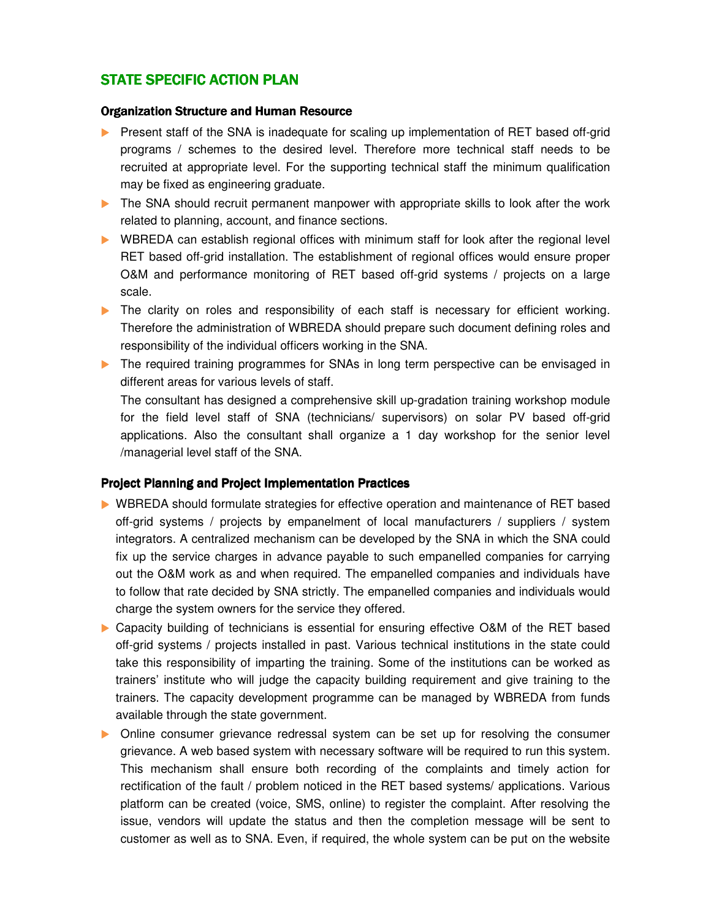# STATE SPECIFIC ACTION PLAN

## Organization Structure and Human Resource

- Present staff of the SNA is inadequate for scaling up implementation of RET based off-grid programs / schemes to the desired level. Therefore more technical staff needs to be recruited at appropriate level. For the supporting technical staff the minimum qualification may be fixed as engineering graduate.
- The SNA should recruit permanent manpower with appropriate skills to look after the work related to planning, account, and finance sections.
- WBREDA can establish regional offices with minimum staff for look after the regional level RET based off-grid installation. The establishment of regional offices would ensure proper O&M and performance monitoring of RET based off-grid systems / projects on a large scale.
- The clarity on roles and responsibility of each staff is necessary for efficient working. Therefore the administration of WBREDA should prepare such document defining roles and responsibility of the individual officers working in the SNA.
- The required training programmes for SNAs in long term perspective can be envisaged in different areas for various levels of staff.

  The consultant has designed a comprehensive skill up-gradation training workshop module for the field level staff of SNA (technicians/ supervisors) on solar PV based off-grid applications. Also the consultant shall organize a 1 day workshop for the senior level /managerial level staff of the SNA.

## Project Planning and Project Implementation Practices

- WBREDA should formulate strategies for effective operation and maintenance of RET based off-grid systems / projects by empanelment of local manufacturers / suppliers / system integrators. A centralized mechanism can be developed by the SNA in which the SNA could fix up the service charges in advance payable to such empanelled companies for carrying out the O&M work as and when required. The empanelled companies and individuals have to follow that rate decided by SNA strictly. The empanelled companies and individuals would charge the system owners for the service they offered.
- Capacity building of technicians is essential for ensuring effective O&M of the RET based off-grid systems / projects installed in past. Various technical institutions in the state could take this responsibility of imparting the training. Some of the institutions can be worked as trainers' institute who will judge the capacity building requirement and give training to the trainers. The capacity development programme can be managed by WBREDA from funds available through the state government.
- Online consumer grievance redressal system can be set up for resolving the consumer grievance. A web based system with necessary software will be required to run this system. This mechanism shall ensure both recording of the complaints and timely action for rectification of the fault / problem noticed in the RET based systems/ applications. Various platform can be created (voice, SMS, online) to register the complaint. After resolving the issue, vendors will update the status and then the completion message will be sent to customer as well as to SNA. Even, if required, the whole system can be put on the website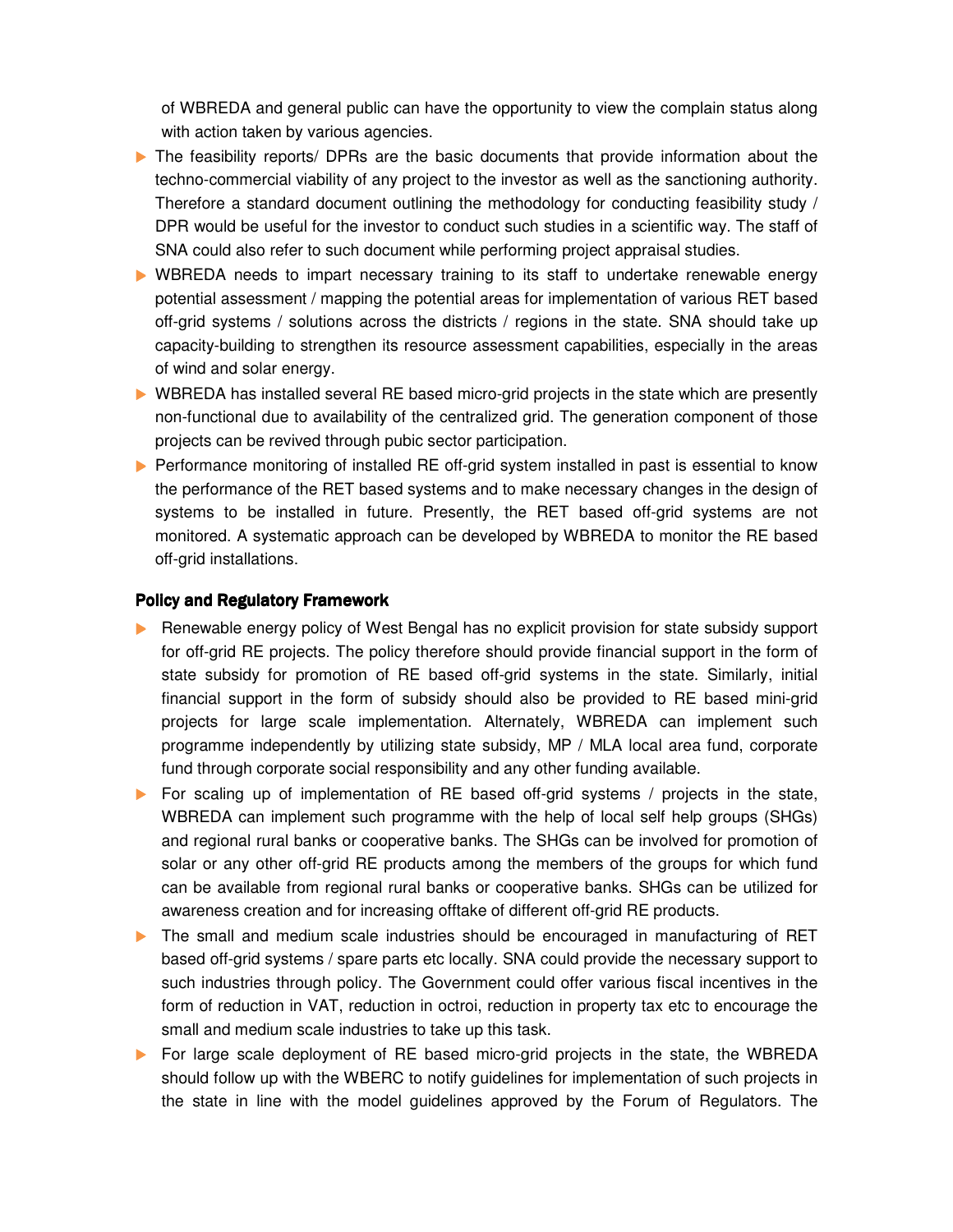of WBREDA and general public can have the opportunity to view the complain status along with action taken by various agencies.

- The feasibility reports/ DPRs are the basic documents that provide information about the techno-commercial viability of any project to the investor as well as the sanctioning authority. Therefore a standard document outlining the methodology for conducting feasibility study / DPR would be useful for the investor to conduct such studies in a scientific way. The staff of SNA could also refer to such document while performing project appraisal studies.
- WBREDA needs to impart necessary training to its staff to undertake renewable energy potential assessment / mapping the potential areas for implementation of various RET based off-grid systems / solutions across the districts / regions in the state. SNA should take up capacity-building to strengthen its resource assessment capabilities, especially in the areas of wind and solar energy.
- WBREDA has installed several RE based micro-grid projects in the state which are presently non-functional due to availability of the centralized grid. The generation component of those projects can be revived through pubic sector participation.
- Performance monitoring of installed RE off-grid system installed in past is essential to know the performance of the RET based systems and to make necessary changes in the design of systems to be installed in future. Presently, the RET based off-grid systems are not monitored. A systematic approach can be developed by WBREDA to monitor the RE based off-grid installations.

**Policy and Regulatory Framework**

- Renewable energy policy of West Bengal has no explicit provision for state subsidy support for off-grid RE projects. The policy therefore should provide financial support in the form of state subsidy for promotion of RE based off-grid systems in the state. Similarly, initial financial support in the form of subsidy should also be provided to RE based mini-grid projects for large scale implementation. Alternately, WBREDA can implement such programme independently by utilizing state subsidy, MP / MLA local area fund, corporate fund through corporate social responsibility and any other funding available.
- For scaling up of implementation of RE based off-grid systems / projects in the state, WBREDA can implement such programme with the help of local self help groups (SHGs) and regional rural banks or cooperative banks. The SHGs can be involved for promotion of solar or any other off-grid RE products among the members of the groups for which fund can be available from regional rural banks or cooperative banks. SHGs can be utilized for awareness creation and for increasing offtake of different off-grid RE products.
- The small and medium scale industries should be encouraged in manufacturing of RET based off-grid systems / spare parts etc locally. SNA could provide the necessary support to such industries through policy. The Government could offer various fiscal incentives in the form of reduction in VAT, reduction in octroi, reduction in property tax etc to encourage the small and medium scale industries to take up this task.
- For large scale deployment of RE based micro-grid projects in the state, the WBREDA should follow up with the WBERC to notify guidelines for implementation of such projects in the state in line with the model guidelines approved by the Forum of Regulators. The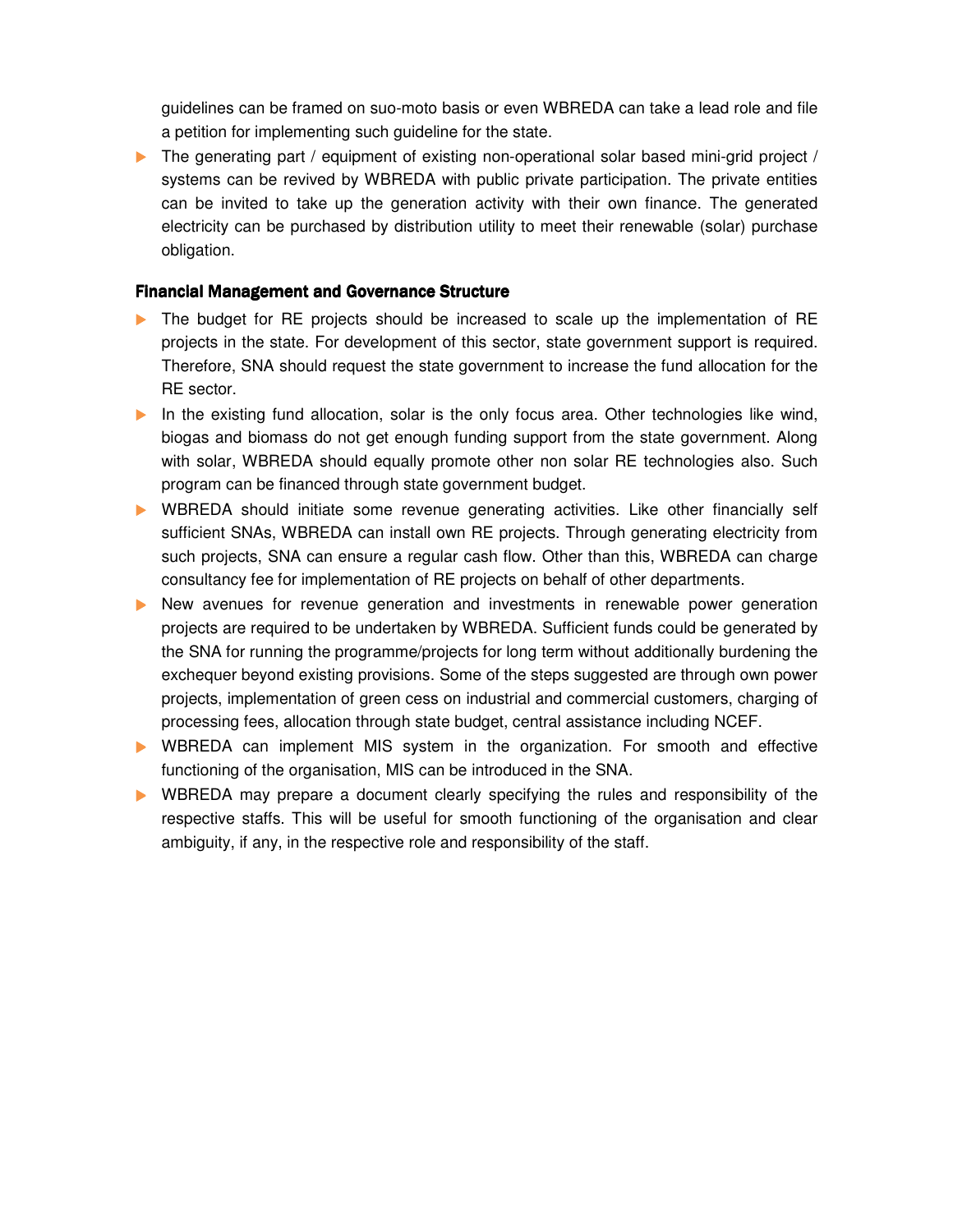guidelines can be framed on suo-moto basis or even WBREDA can take a lead role and file a petition for implementing such guideline for the state.

- The generating part / equipment of existing non-operational solar based mini-grid project / systems can be revived by WBREDA with public private participation. The private entities can be invited to take up the generation activity with their own finance. The generated electricity can be purchased by distribution utility to meet their renewable (solar) purchase obligation.

### Financial Management and Governance Structure

- The budget for RE projects should be increased to scale up the implementation of RE projects in the state. For development of this sector, state government support is required. Therefore, SNA should request the state government to increase the fund allocation for the RE sector.
- In the existing fund allocation, solar is the only focus area. Other technologies like wind, biogas and biomass do not get enough funding support from the state government. Along with solar, WBREDA should equally promote other non solar RE technologies also. Such program can be financed through state government budget.
- WBREDA should initiate some revenue generating activities. Like other financially self sufficient SNAs, WBREDA can install own RE projects. Through generating electricity from such projects, SNA can ensure a regular cash flow. Other than this, WBREDA can charge consultancy fee for implementation of RE projects on behalf of other departments.
- New avenues for revenue generation and investments in renewable power generation projects are required to be undertaken by WBREDA. Sufficient funds could be generated by the SNA for running the programme/projects for long term without additionally burdening the exchequer beyond existing provisions. Some of the steps suggested are through own power projects, implementation of green cess on industrial and commercial customers, charging of processing fees, allocation through state budget, central assistance including NCEF.
- WBREDA can implement MIS system in the organization. For smooth and effective functioning of the organisation, MIS can be introduced in the SNA.
- WBREDA may prepare a document clearly specifying the rules and responsibility of the respective staffs. This will be useful for smooth functioning of the organisation and clear ambiguity, if any, in the respective role and responsibility of the staff.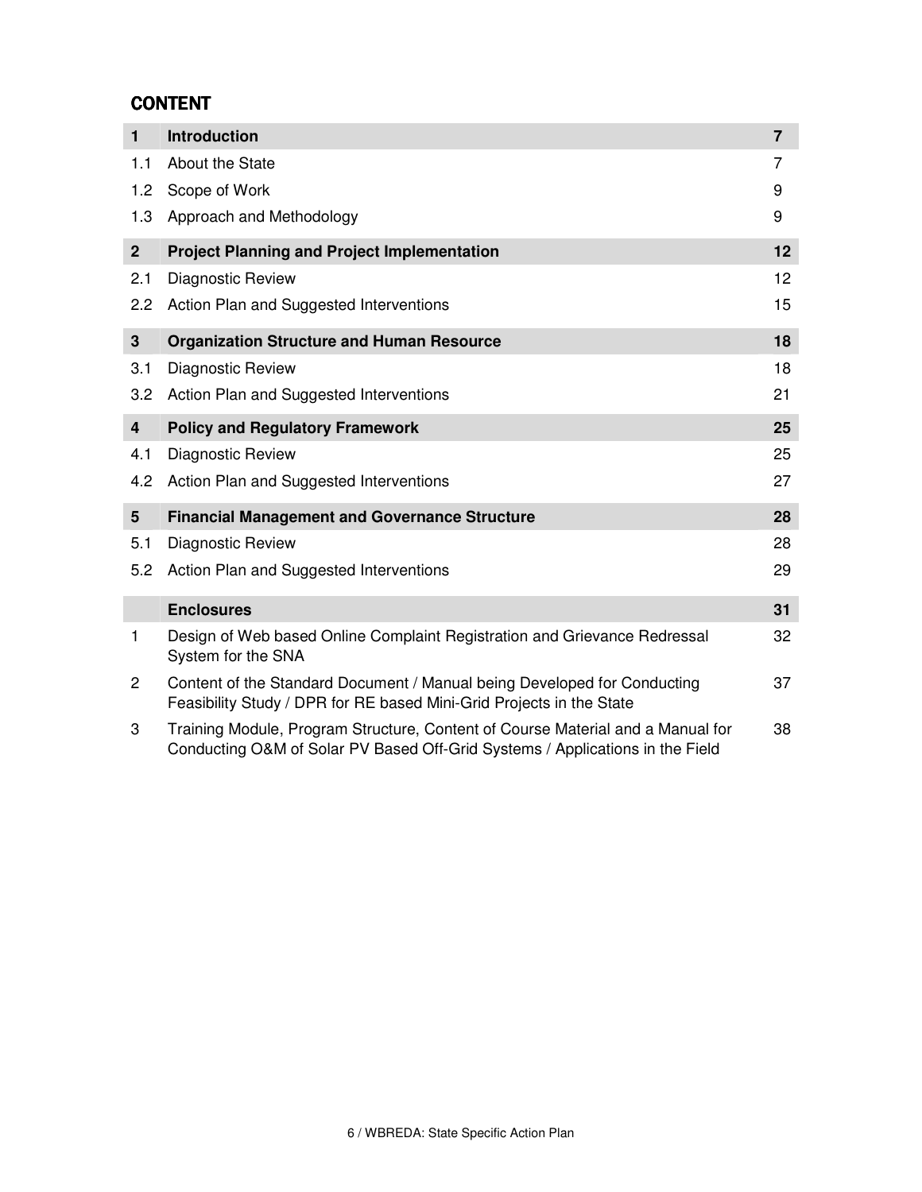# CONTENT

| | | |
|---|---|---|
| **1** | **Introduction** | **7** |
| 1.1 | About the State | 7 |
| 1.2 | Scope of Work | 9 |
| 1.3 | Approach and Methodology | 9 |
| **2** | **Project Planning and Project Implementation** | **12** |
| 2.1 | Diagnostic Review | 12 |
| 2.2 | Action Plan and Suggested Interventions | 15 |
| **3** | **Organization Structure and Human Resource** | **18** |
| 3.1 | Diagnostic Review | 18 |
| 3.2 | Action Plan and Suggested Interventions | 21 |
| **4** | **Policy and Regulatory Framework** | **25** |
| 4.1 | Diagnostic Review | 25 |
| 4.2 | Action Plan and Suggested Interventions | 27 |
| **5** | **Financial Management and Governance Structure** | **28** |
| 5.1 | Diagnostic Review | 28 |
| 5.2 | Action Plan and Suggested Interventions | 29 |
| | **Enclosures** | **31** |
| 1 | Design of Web based Online Complaint Registration and Grievance Redressal System for the SNA | 32 |
| 2 | Content of the Standard Document / Manual being Developed for Conducting Feasibility Study / DPR for RE based Mini-Grid Projects in the State | 37 |
| 3 | Training Module, Program Structure, Content of Course Material and a Manual for Conducting O&M of Solar PV Based Off-Grid Systems / Applications in the Field | 38 |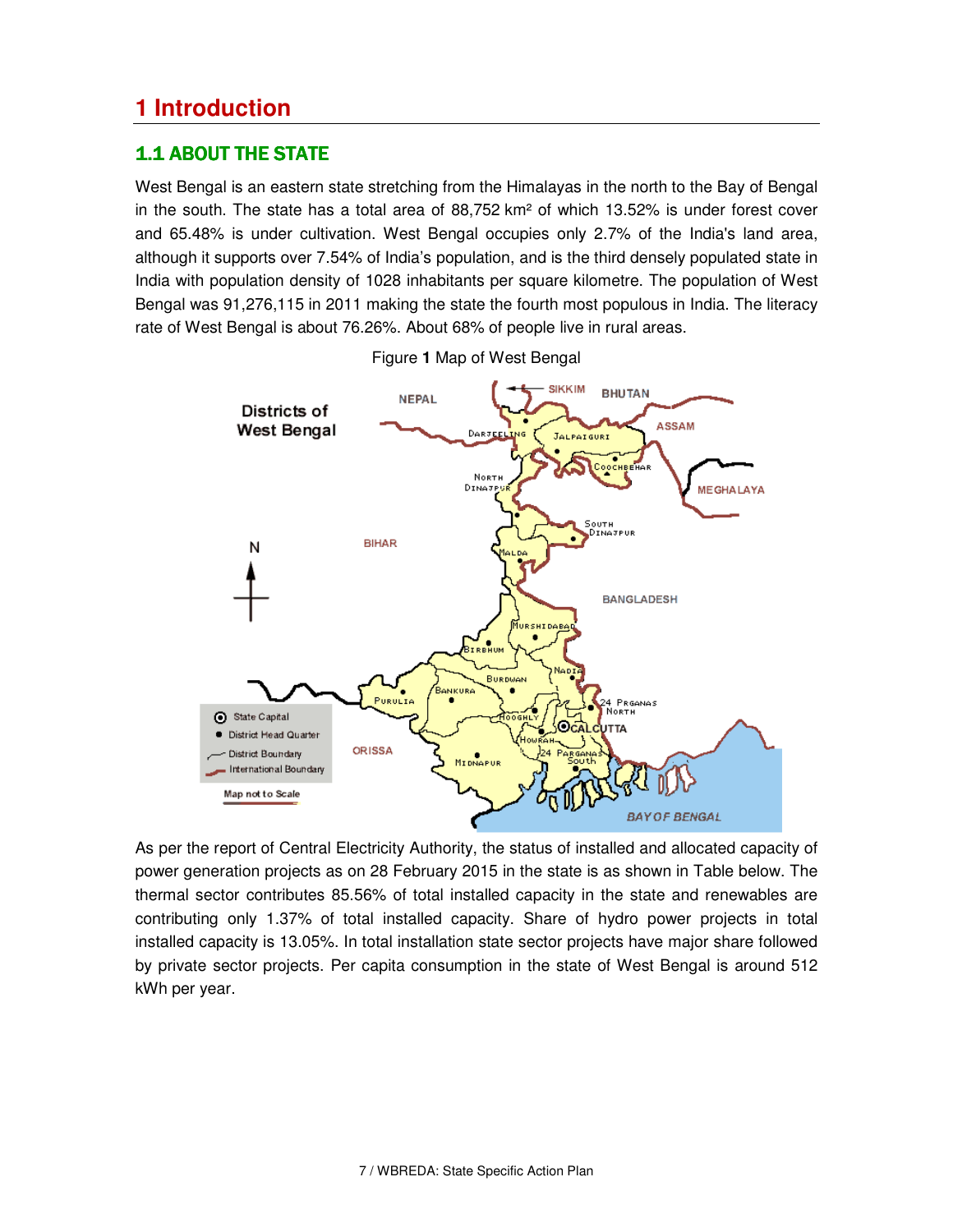# 1 Introduction

## 1.1 ABOUT THE STATE

West Bengal is an eastern state stretching from the Himalayas in the north to the Bay of Bengal in the south. The state has a total area of 88,752 km² of which 13.52% is under forest cover and 65.48% is under cultivation. West Bengal occupies only 2.7% of the India's land area, although it supports over 7.54% of India's population, and is the third densely populated state in India with population density of 1028 inhabitants per square kilometre. The population of West Bengal was 91,276,115 in 2011 making the state the fourth most populous in India. The literacy rate of West Bengal is about 76.26%. About 68% of people live in rural areas.

Figure **1** Map of West Bengal

As per the report of Central Electricity Authority, the status of installed and allocated capacity of power generation projects as on 28 February 2015 in the state is as shown in Table below. The thermal sector contributes 85.56% of total installed capacity in the state and renewables are contributing only 1.37% of total installed capacity. Share of hydro power projects in total installed capacity is 13.05%. In total installation state sector projects have major share followed by private sector projects. Per capita consumption in the state of West Bengal is around 512 kWh per year.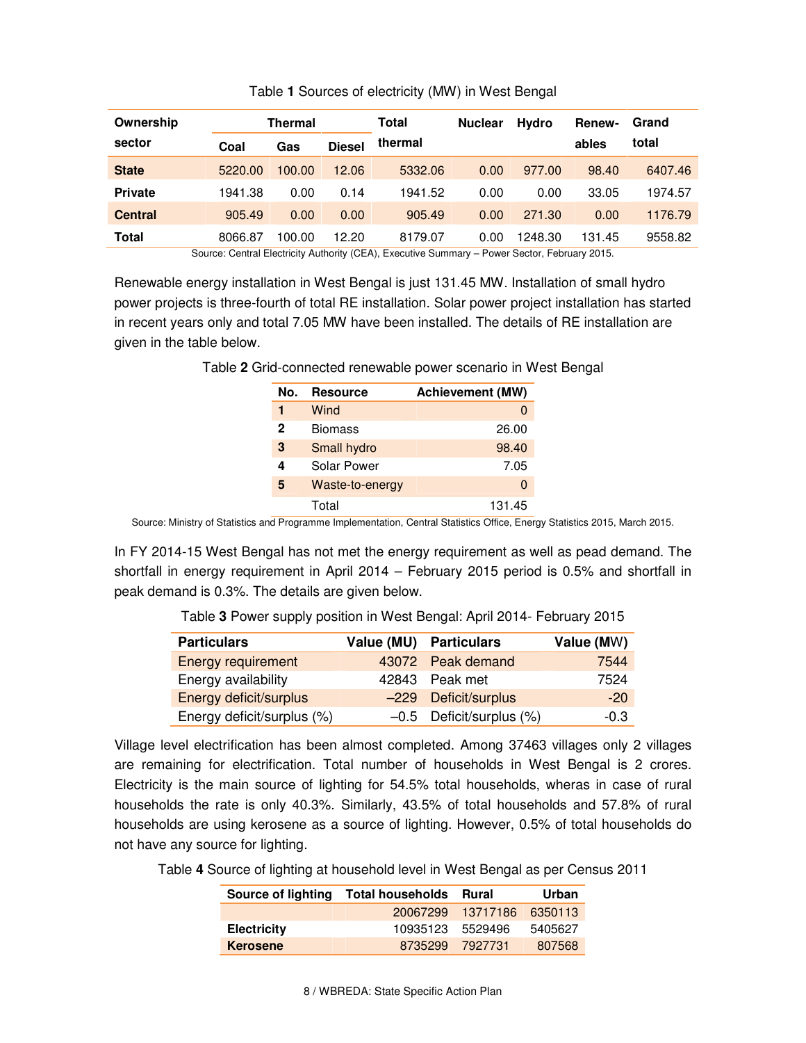Table **1** Sources of electricity (MW) in West Bengal

| Ownership sector | Thermal | | | Total thermal | Nuclear | Hydro | Renew-ables | Grand total |
|---|---|---|---|---|---|---|---|---|
| | Coal | Gas | Diesel | | | | | |
| **State** | 5220.00 | 100.00 | 12.06 | 5332.06 | 0.00 | 977.00 | 98.40 | 6407.46 |
| **Private** | 1941.38 | 0.00 | 0.14 | 1941.52 | 0.00 | 0.00 | 33.05 | 1974.57 |
| **Central** | 905.49 | 0.00 | 0.00 | 905.49 | 0.00 | 271.30 | 0.00 | 1176.79 |
| **Total** | 8066.87 | 100.00 | 12.20 | 8179.07 | 0.00 | 1248.30 | 131.45 | 9558.82 |

Source: Central Electricity Authority (CEA), Executive Summary – Power Sector, February 2015.

Renewable energy installation in West Bengal is just 131.45 MW. Installation of small hydro power projects is three-fourth of total RE installation. Solar power project installation has started in recent years only and total 7.05 MW have been installed. The details of RE installation are given in the table below.

Table **2** Grid-connected renewable power scenario in West Bengal

| No. | Resource | Achievement (MW) |
|---|---|---|
| **1** | Wind | 0 |
| **2** | Biomass | 26.00 |
| **3** | Small hydro | 98.40 |
| **4** | Solar Power | 7.05 |
| **5** | Waste-to-energy | 0 |
| | Total | 131.45 |

Source: Ministry of Statistics and Programme Implementation, Central Statistics Office, Energy Statistics 2015, March 2015.

In FY 2014-15 West Bengal has not met the energy requirement as well as pead demand. The shortfall in energy requirement in April 2014 – February 2015 period is 0.5% and shortfall in peak demand is 0.3%. The details are given below.

Table **3** Power supply position in West Bengal: April 2014- February 2015

| Particulars | Value (MU) | Particulars | Value (MW) |
|---|---|---|---|
| Energy requirement | 43072 | Peak demand | 7544 |
| Energy availability | 42843 | Peak met | 7524 |
| Energy deficit/surplus | –229 | Deficit/surplus | -20 |
| Energy deficit/surplus (%) | –0.5 | Deficit/surplus (%) | -0.3 |

Village level electrification has been almost completed. Among 37463 villages only 2 villages are remaining for electrification. Total number of households in West Bengal is 2 crores. Electricity is the main source of lighting for 54.5% total households, wheras in case of rural households the rate is only 40.3%. Similarly, 43.5% of total households and 57.8% of rural households are using kerosene as a source of lighting. However, 0.5% of total households do not have any source for lighting.

Table **4** Source of lighting at household level in West Bengal as per Census 2011

| Source of lighting | Total households | Rural | Urban |
|---|---|---|---|
| | 20067299 | 13717186 | 6350113 |
| **Electricity** | 10935123 | 5529496 | 5405627 |
| **Kerosene** | 8735299 | 7927731 | 807568 |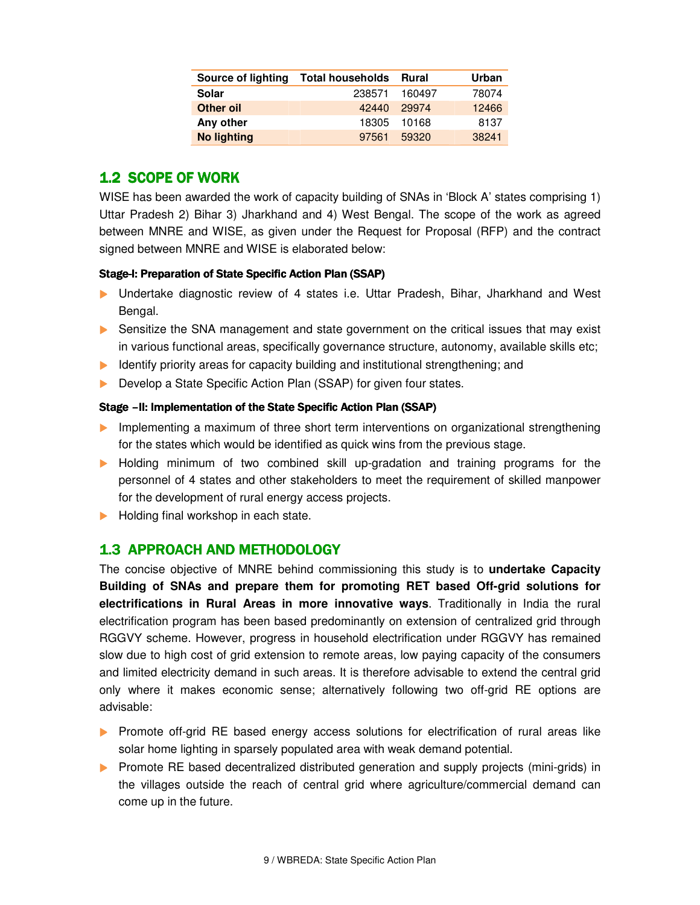| Source of lighting | Total households | Rural | Urban |
|---|---|---|---|
| **Solar** | 238571 | 160497 | 78074 |
| **Other oil** | 42440 | 29974 | 12466 |
| **Any other** | 18305 | 10168 | 8137 |
| **No lighting** | 97561 | 59320 | 38241 |

## 1.2 SCOPE OF WORK

WISE has been awarded the work of capacity building of SNAs in 'Block A' states comprising 1) Uttar Pradesh 2) Bihar 3) Jharkhand and 4) West Bengal. The scope of the work as agreed between MNRE and WISE, as given under the Request for Proposal (RFP) and the contract signed between MNRE and WISE is elaborated below:

#### Stage-I: Preparation of State Specific Action Plan (SSAP)

- Undertake diagnostic review of 4 states i.e. Uttar Pradesh, Bihar, Jharkhand and West Bengal.
- Sensitize the SNA management and state government on the critical issues that may exist in various functional areas, specifically governance structure, autonomy, available skills etc;
- Identify priority areas for capacity building and institutional strengthening; and
- Develop a State Specific Action Plan (SSAP) for given four states.

#### Stage –II: Implementation of the State Specific Action Plan (SSAP)

- Implementing a maximum of three short term interventions on organizational strengthening for the states which would be identified as quick wins from the previous stage.
- Holding minimum of two combined skill up-gradation and training programs for the personnel of 4 states and other stakeholders to meet the requirement of skilled manpower for the development of rural energy access projects.
- Holding final workshop in each state.

## 1.3 APPROACH AND METHODOLOGY

The concise objective of MNRE behind commissioning this study is to **undertake Capacity Building of SNAs and prepare them for promoting RET based Off-grid solutions for electrifications in Rural Areas in more innovative ways**. Traditionally in India the rural electrification program has been based predominantly on extension of centralized grid through RGGVY scheme. However, progress in household electrification under RGGVY has remained slow due to high cost of grid extension to remote areas, low paying capacity of the consumers and limited electricity demand in such areas. It is therefore advisable to extend the central grid only where it makes economic sense; alternatively following two off-grid RE options are advisable:

- Promote off-grid RE based energy access solutions for electrification of rural areas like solar home lighting in sparsely populated area with weak demand potential.
- Promote RE based decentralized distributed generation and supply projects (mini-grids) in the villages outside the reach of central grid where agriculture/commercial demand can come up in the future.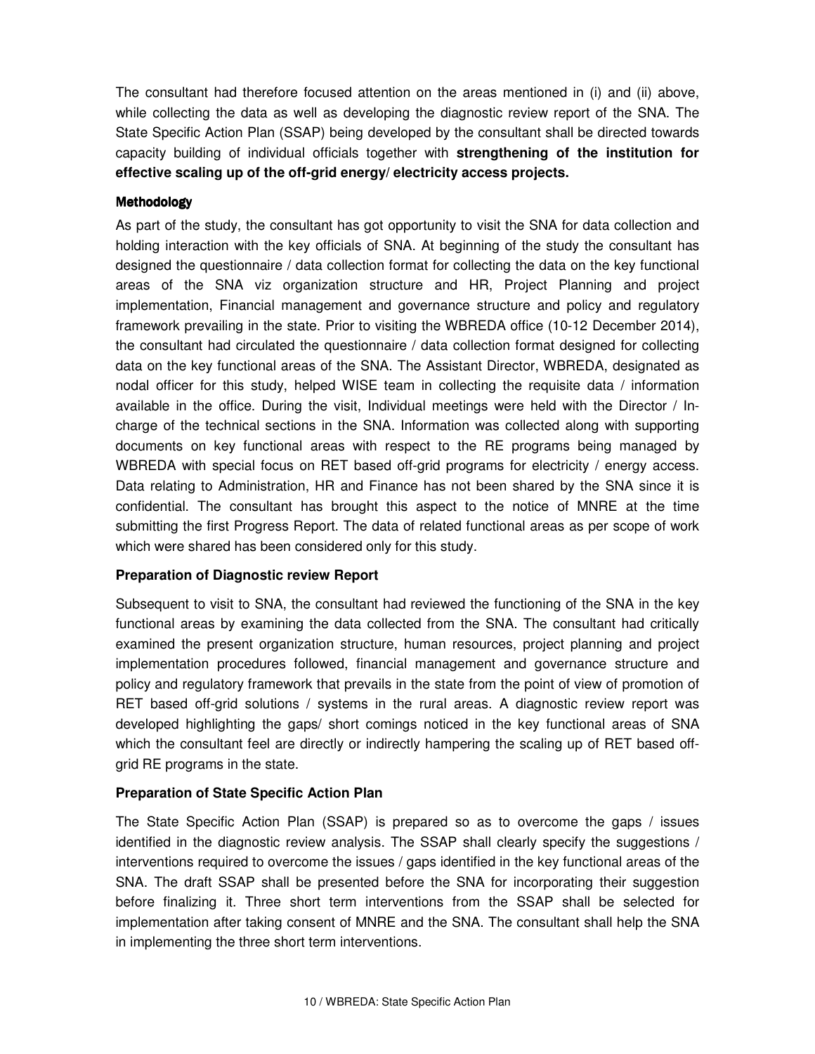The consultant had therefore focused attention on the areas mentioned in (i) and (ii) above, while collecting the data as well as developing the diagnostic review report of the SNA. The State Specific Action Plan (SSAP) being developed by the consultant shall be directed towards capacity building of individual officials together with **strengthening of the institution for effective scaling up of the off-grid energy/ electricity access projects.**

### Methodology

As part of the study, the consultant has got opportunity to visit the SNA for data collection and holding interaction with the key officials of SNA. At beginning of the study the consultant has designed the questionnaire / data collection format for collecting the data on the key functional areas of the SNA viz organization structure and HR, Project Planning and project implementation, Financial management and governance structure and policy and regulatory framework prevailing in the state. Prior to visiting the WBREDA office (10-12 December 2014), the consultant had circulated the questionnaire / data collection format designed for collecting data on the key functional areas of the SNA. The Assistant Director, WBREDA, designated as nodal officer for this study, helped WISE team in collecting the requisite data / information available in the office. During the visit, Individual meetings were held with the Director / In-charge of the technical sections in the SNA. Information was collected along with supporting documents on key functional areas with respect to the RE programs being managed by WBREDA with special focus on RET based off-grid programs for electricity / energy access. Data relating to Administration, HR and Finance has not been shared by the SNA since it is confidential. The consultant has brought this aspect to the notice of MNRE at the time submitting the first Progress Report. The data of related functional areas as per scope of work which were shared has been considered only for this study.

### Preparation of Diagnostic review Report

Subsequent to visit to SNA, the consultant had reviewed the functioning of the SNA in the key functional areas by examining the data collected from the SNA. The consultant had critically examined the present organization structure, human resources, project planning and project implementation procedures followed, financial management and governance structure and policy and regulatory framework that prevails in the state from the point of view of promotion of RET based off-grid solutions / systems in the rural areas. A diagnostic review report was developed highlighting the gaps/ short comings noticed in the key functional areas of SNA which the consultant feel are directly or indirectly hampering the scaling up of RET based off-grid RE programs in the state.

### Preparation of State Specific Action Plan

The State Specific Action Plan (SSAP) is prepared so as to overcome the gaps / issues identified in the diagnostic review analysis. The SSAP shall clearly specify the suggestions / interventions required to overcome the issues / gaps identified in the key functional areas of the SNA. The draft SSAP shall be presented before the SNA for incorporating their suggestion before finalizing it. Three short term interventions from the SSAP shall be selected for implementation after taking consent of MNRE and the SNA. The consultant shall help the SNA in implementing the three short term interventions.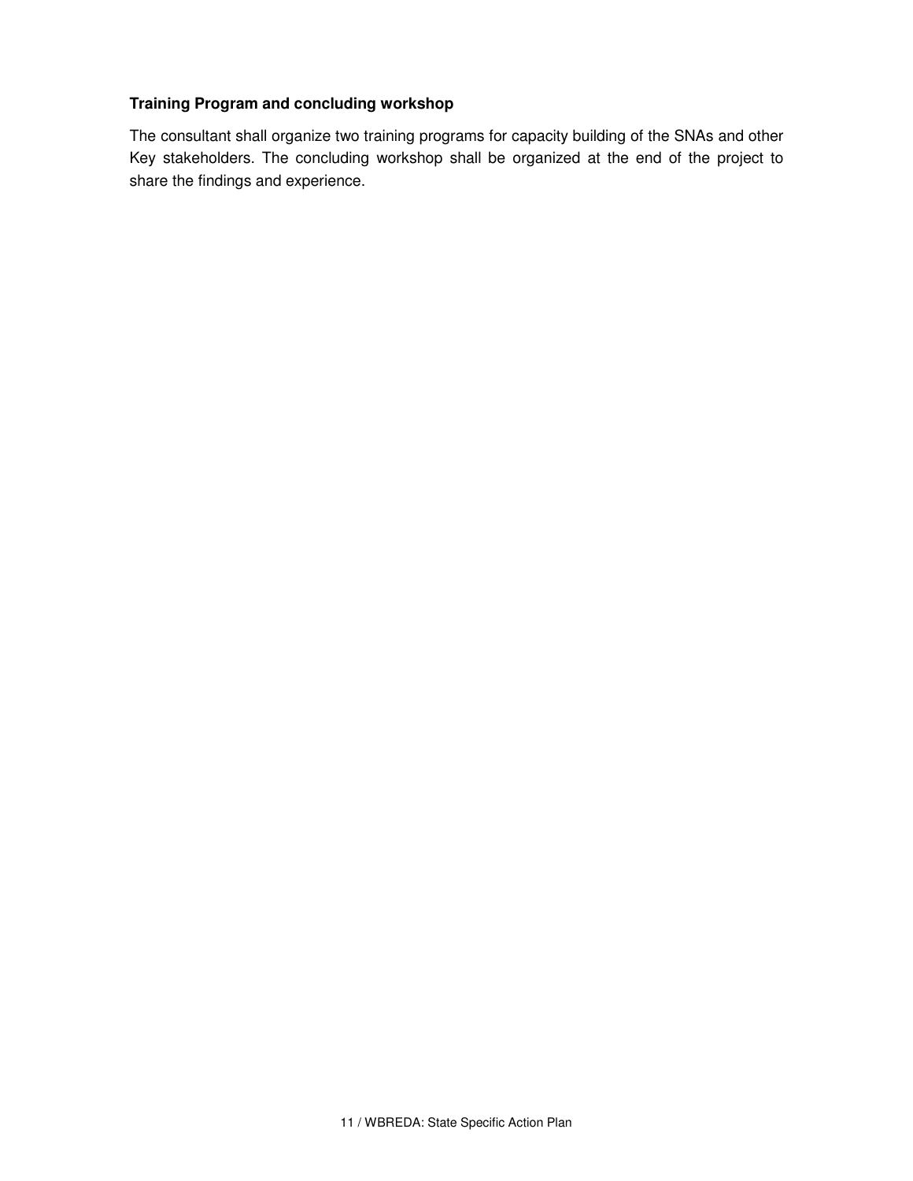**Training Program and concluding workshop**

The consultant shall organize two training programs for capacity building of the SNAs and other Key stakeholders. The concluding workshop shall be organized at the end of the project to share the findings and experience.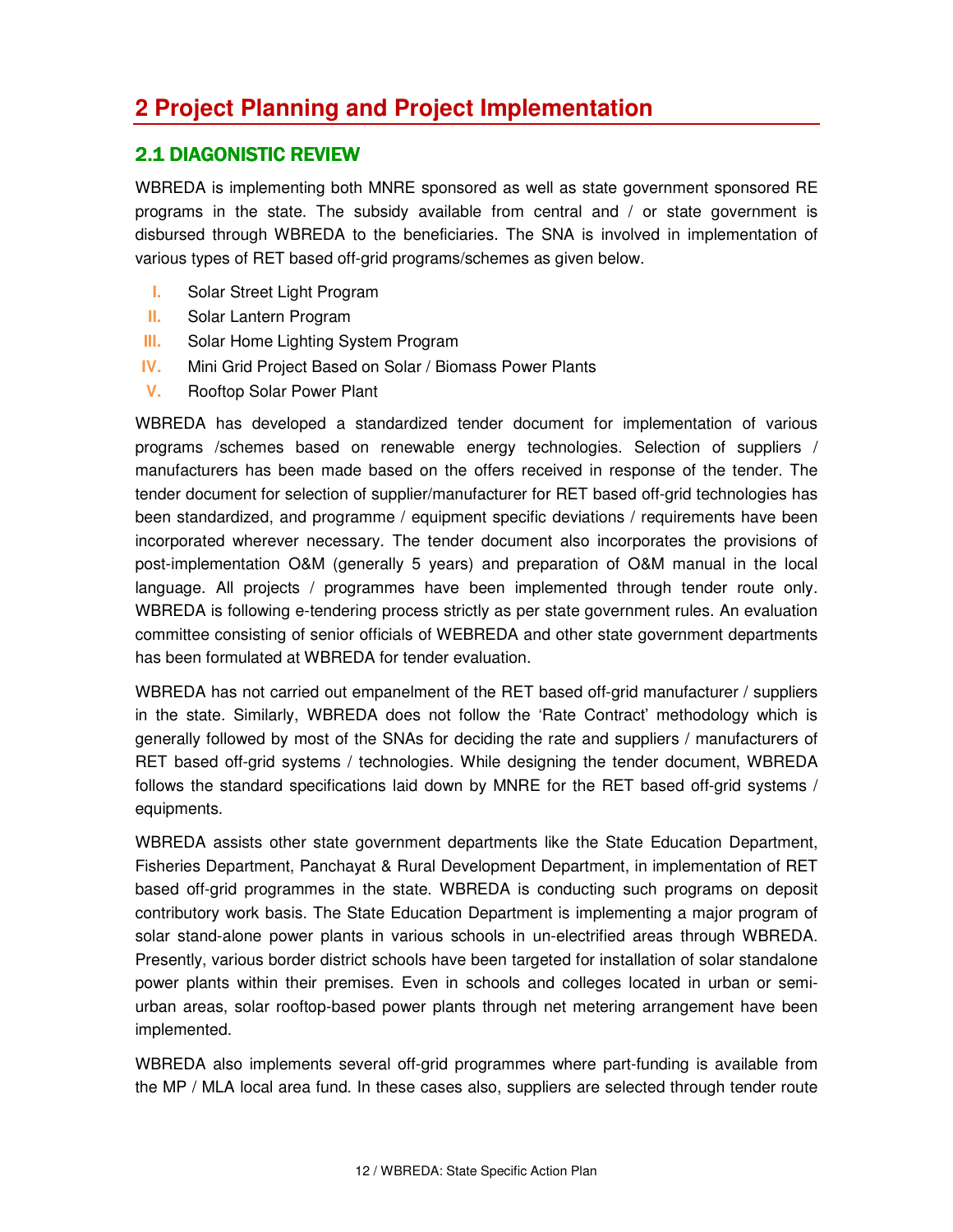# 2 Project Planning and Project Implementation

## 2.1 DIAGONISTIC REVIEW

WBREDA is implementing both MNRE sponsored as well as state government sponsored RE programs in the state. The subsidy available from central and / or state government is disbursed through WBREDA to the beneficiaries. The SNA is involved in implementation of various types of RET based off-grid programs/schemes as given below.

- I. Solar Street Light Program
- II. Solar Lantern Program
- III. Solar Home Lighting System Program
- IV. Mini Grid Project Based on Solar / Biomass Power Plants
- V. Rooftop Solar Power Plant

WBREDA has developed a standardized tender document for implementation of various programs /schemes based on renewable energy technologies. Selection of suppliers / manufacturers has been made based on the offers received in response of the tender. The tender document for selection of supplier/manufacturer for RET based off-grid technologies has been standardized, and programme / equipment specific deviations / requirements have been incorporated wherever necessary. The tender document also incorporates the provisions of post-implementation O&M (generally 5 years) and preparation of O&M manual in the local language. All projects / programmes have been implemented through tender route only. WBREDA is following e-tendering process strictly as per state government rules. An evaluation committee consisting of senior officials of WEBREDA and other state government departments has been formulated at WBREDA for tender evaluation.

WBREDA has not carried out empanelment of the RET based off-grid manufacturer / suppliers in the state. Similarly, WBREDA does not follow the 'Rate Contract' methodology which is generally followed by most of the SNAs for deciding the rate and suppliers / manufacturers of RET based off-grid systems / technologies. While designing the tender document, WBREDA follows the standard specifications laid down by MNRE for the RET based off-grid systems / equipments.

WBREDA assists other state government departments like the State Education Department, Fisheries Department, Panchayat & Rural Development Department, in implementation of RET based off-grid programmes in the state. WBREDA is conducting such programs on deposit contributory work basis. The State Education Department is implementing a major program of solar stand-alone power plants in various schools in un-electrified areas through WBREDA. Presently, various border district schools have been targeted for installation of solar standalone power plants within their premises. Even in schools and colleges located in urban or semi-urban areas, solar rooftop-based power plants through net metering arrangement have been implemented.

WBREDA also implements several off-grid programmes where part-funding is available from the MP / MLA local area fund. In these cases also, suppliers are selected through tender route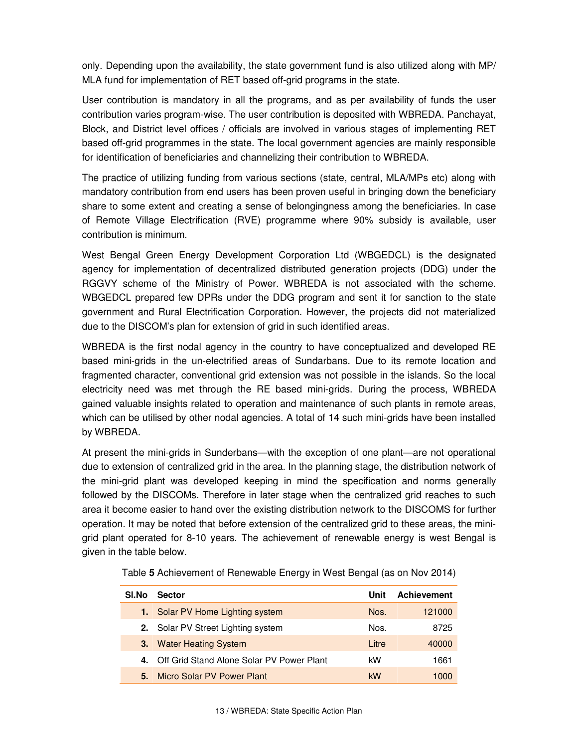only. Depending upon the availability, the state government fund is also utilized along with MP/ MLA fund for implementation of RET based off-grid programs in the state.

User contribution is mandatory in all the programs, and as per availability of funds the user contribution varies program-wise. The user contribution is deposited with WBREDA. Panchayat, Block, and District level offices / officials are involved in various stages of implementing RET based off-grid programmes in the state. The local government agencies are mainly responsible for identification of beneficiaries and channelizing their contribution to WBREDA.

The practice of utilizing funding from various sections (state, central, MLA/MPs etc) along with mandatory contribution from end users has been proven useful in bringing down the beneficiary share to some extent and creating a sense of belongingness among the beneficiaries. In case of Remote Village Electrification (RVE) programme where 90% subsidy is available, user contribution is minimum.

West Bengal Green Energy Development Corporation Ltd (WBGEDCL) is the designated agency for implementation of decentralized distributed generation projects (DDG) under the RGGVY scheme of the Ministry of Power. WBREDA is not associated with the scheme. WBGEDCL prepared few DPRs under the DDG program and sent it for sanction to the state government and Rural Electrification Corporation. However, the projects did not materialized due to the DISCOM's plan for extension of grid in such identified areas.

WBREDA is the first nodal agency in the country to have conceptualized and developed RE based mini-grids in the un-electrified areas of Sundarbans. Due to its remote location and fragmented character, conventional grid extension was not possible in the islands. So the local electricity need was met through the RE based mini-grids. During the process, WBREDA gained valuable insights related to operation and maintenance of such plants in remote areas, which can be utilised by other nodal agencies. A total of 14 such mini-grids have been installed by WBREDA.

At present the mini-grids in Sunderbans—with the exception of one plant—are not operational due to extension of centralized grid in the area. In the planning stage, the distribution network of the mini-grid plant was developed keeping in mind the specification and norms generally followed by the DISCOMs. Therefore in later stage when the centralized grid reaches to such area it become easier to hand over the existing distribution network to the DISCOMS for further operation. It may be noted that before extension of the centralized grid to these areas, the mini-grid plant operated for 8-10 years. The achievement of renewable energy is west Bengal is given in the table below.

Table **5** Achievement of Renewable Energy in West Bengal (as on Nov 2014)

| Sl.No | Sector | Unit | Achievement |
|---|---|---|---|
| **1.** | Solar PV Home Lighting system | Nos. | 121000 |
| **2.** | Solar PV Street Lighting system | Nos. | 8725 |
| **3.** | Water Heating System | Litre | 40000 |
| **4.** | Off Grid Stand Alone Solar PV Power Plant | kW | 1661 |
| **5.** | Micro Solar PV Power Plant | kW | 1000 |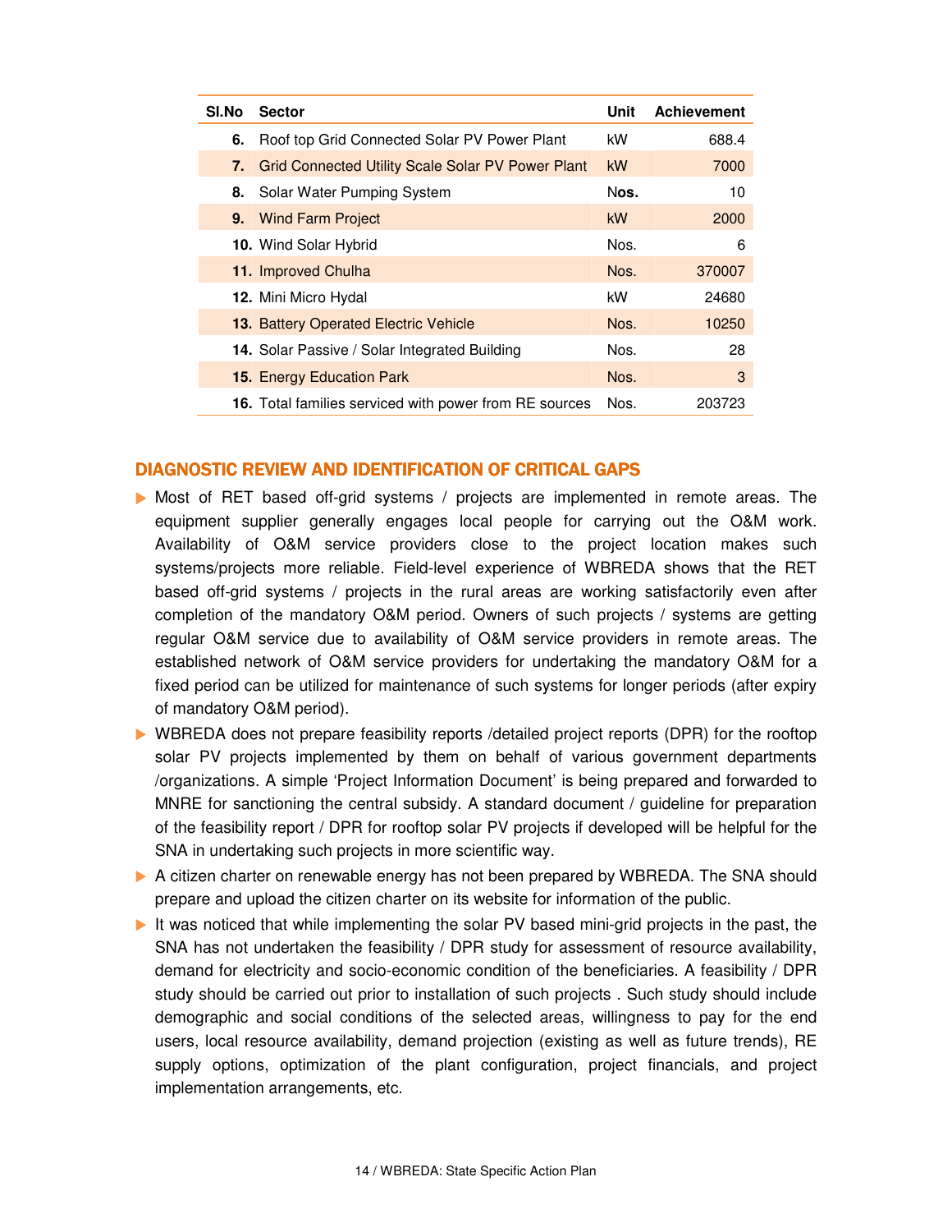| Sl.No | Sector | Unit | Achievement |
|---|---|---|---|
| 6. | Roof top Grid Connected Solar PV Power Plant | kW | 688.4 |
| 7. | Grid Connected Utility Scale Solar PV Power Plant | kW | 7000 |
| 8. | Solar Water Pumping System | Nos. | 10 |
| 9. | Wind Farm Project | kW | 2000 |
| 10. | Wind Solar Hybrid | Nos. | 6 |
| 11. | Improved Chulha | Nos. | 370007 |
| 12. | Mini Micro Hydal | kW | 24680 |
| 13. | Battery Operated Electric Vehicle | Nos. | 10250 |
| 14. | Solar Passive / Solar Integrated Building | Nos. | 28 |
| 15. | Energy Education Park | Nos. | 3 |
| 16. | Total families serviced with power from RE sources | Nos. | 203723 |

## DIAGNOSTIC REVIEW AND IDENTIFICATION OF CRITICAL GAPS

- Most of RET based off-grid systems / projects are implemented in remote areas. The equipment supplier generally engages local people for carrying out the O&M work. Availability of O&M service providers close to the project location makes such systems/projects more reliable. Field-level experience of WBREDA shows that the RET based off-grid systems / projects in the rural areas are working satisfactorily even after completion of the mandatory O&M period. Owners of such projects / systems are getting regular O&M service due to availability of O&M service providers in remote areas. The established network of O&M service providers for undertaking the mandatory O&M for a fixed period can be utilized for maintenance of such systems for longer periods (after expiry of mandatory O&M period).
- WBREDA does not prepare feasibility reports /detailed project reports (DPR) for the rooftop solar PV projects implemented by them on behalf of various government departments /organizations. A simple 'Project Information Document' is being prepared and forwarded to MNRE for sanctioning the central subsidy. A standard document / guideline for preparation of the feasibility report / DPR for rooftop solar PV projects if developed will be helpful for the SNA in undertaking such projects in more scientific way.
- A citizen charter on renewable energy has not been prepared by WBREDA. The SNA should prepare and upload the citizen charter on its website for information of the public.
- It was noticed that while implementing the solar PV based mini-grid projects in the past, the SNA has not undertaken the feasibility / DPR study for assessment of resource availability, demand for electricity and socio-economic condition of the beneficiaries. A feasibility / DPR study should be carried out prior to installation of such projects . Such study should include demographic and social conditions of the selected areas, willingness to pay for the end users, local resource availability, demand projection (existing as well as future trends), RE supply options, optimization of the plant configuration, project financials, and project implementation arrangements, etc.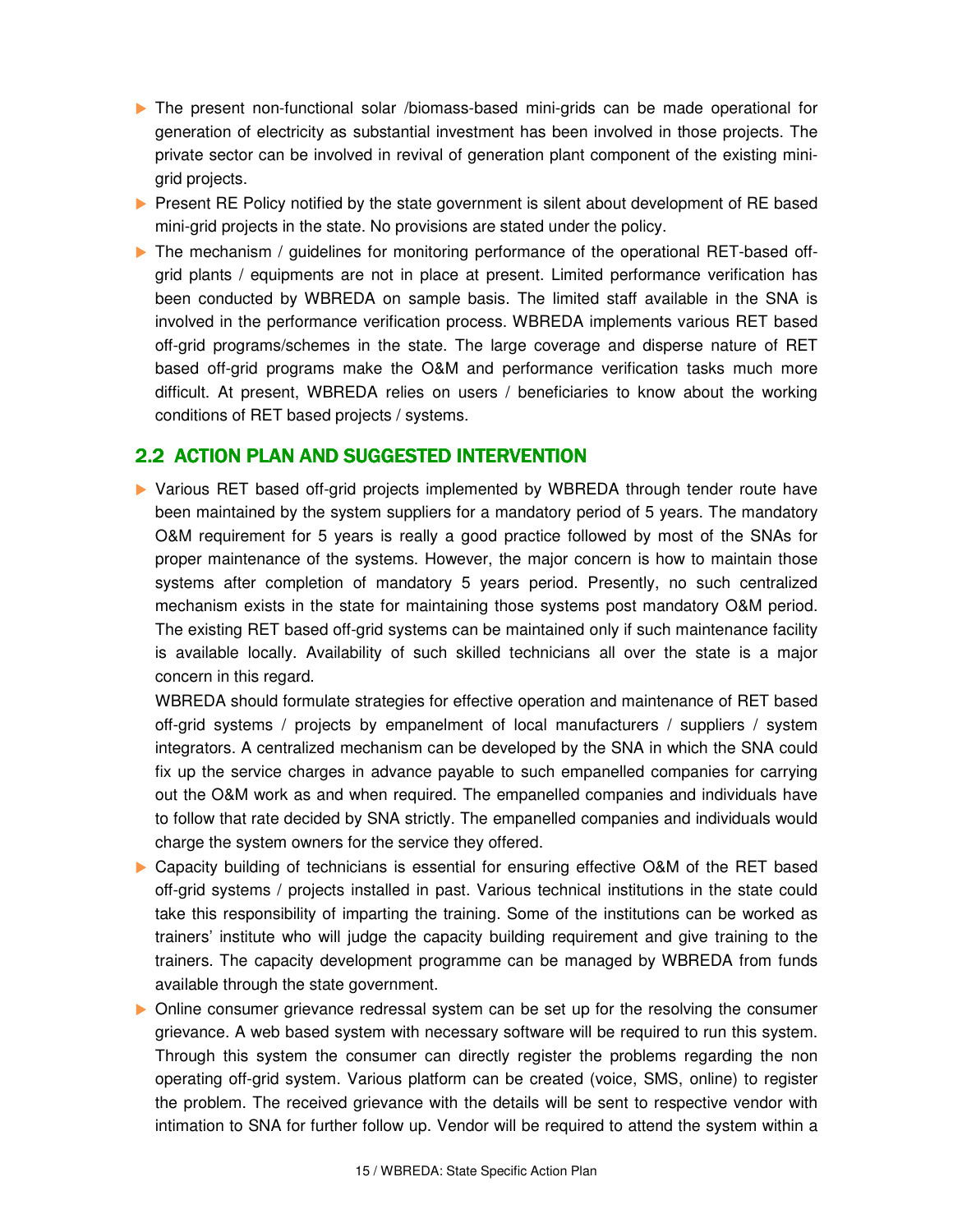- The present non-functional solar /biomass-based mini-grids can be made operational for generation of electricity as substantial investment has been involved in those projects. The private sector can be involved in revival of generation plant component of the existing mini-grid projects.
- Present RE Policy notified by the state government is silent about development of RE based mini-grid projects in the state. No provisions are stated under the policy.
- The mechanism / guidelines for monitoring performance of the operational RET-based off-grid plants / equipments are not in place at present. Limited performance verification has been conducted by WBREDA on sample basis. The limited staff available in the SNA is involved in the performance verification process. WBREDA implements various RET based off-grid programs/schemes in the state. The large coverage and disperse nature of RET based off-grid programs make the O&M and performance verification tasks much more difficult. At present, WBREDA relies on users / beneficiaries to know about the working conditions of RET based projects / systems.

## 2.2 ACTION PLAN AND SUGGESTED INTERVENTION

- Various RET based off-grid projects implemented by WBREDA through tender route have been maintained by the system suppliers for a mandatory period of 5 years. The mandatory O&M requirement for 5 years is really a good practice followed by most of the SNAs for proper maintenance of the systems. However, the major concern is how to maintain those systems after completion of mandatory 5 years period. Presently, no such centralized mechanism exists in the state for maintaining those systems post mandatory O&M period. The existing RET based off-grid systems can be maintained only if such maintenance facility is available locally. Availability of such skilled technicians all over the state is a major concern in this regard.

  WBREDA should formulate strategies for effective operation and maintenance of RET based off-grid systems / projects by empanelment of local manufacturers / suppliers / system integrators. A centralized mechanism can be developed by the SNA in which the SNA could fix up the service charges in advance payable to such empanelled companies for carrying out the O&M work as and when required. The empanelled companies and individuals have to follow that rate decided by SNA strictly. The empanelled companies and individuals would charge the system owners for the service they offered.
- Capacity building of technicians is essential for ensuring effective O&M of the RET based off-grid systems / projects installed in past. Various technical institutions in the state could take this responsibility of imparting the training. Some of the institutions can be worked as trainers' institute who will judge the capacity building requirement and give training to the trainers. The capacity development programme can be managed by WBREDA from funds available through the state government.
- Online consumer grievance redressal system can be set up for the resolving the consumer grievance. A web based system with necessary software will be required to run this system. Through this system the consumer can directly register the problems regarding the non operating off-grid system. Various platform can be created (voice, SMS, online) to register the problem. The received grievance with the details will be sent to respective vendor with intimation to SNA for further follow up. Vendor will be required to attend the system within a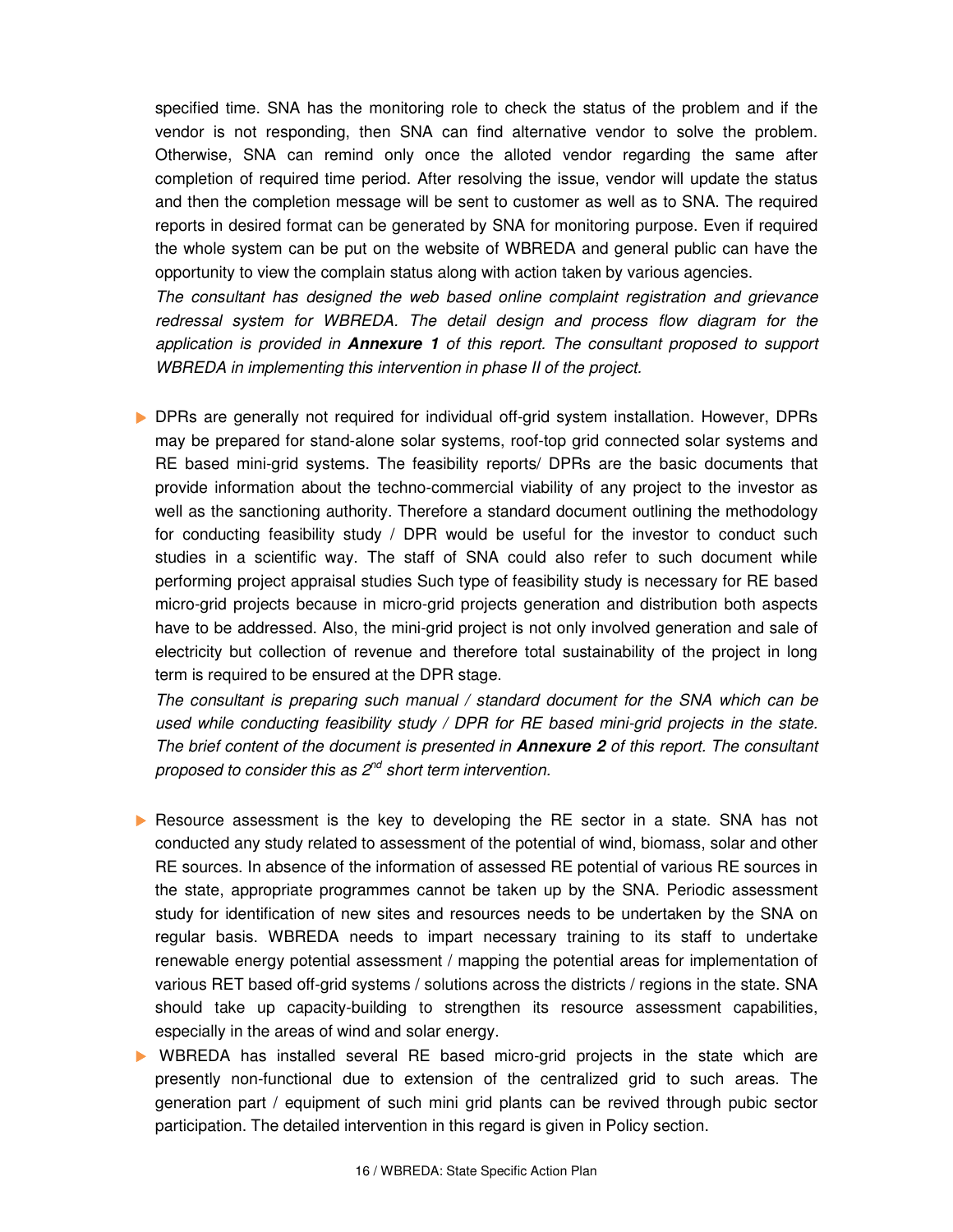specified time. SNA has the monitoring role to check the status of the problem and if the vendor is not responding, then SNA can find alternative vendor to solve the problem. Otherwise, SNA can remind only once the alloted vendor regarding the same after completion of required time period. After resolving the issue, vendor will update the status and then the completion message will be sent to customer as well as to SNA. The required reports in desired format can be generated by SNA for monitoring purpose. Even if required the whole system can be put on the website of WBREDA and general public can have the opportunity to view the complain status along with action taken by various agencies.

*The consultant has designed the web based online complaint registration and grievance redressal system for WBREDA. The detail design and process flow diagram for the application is provided in **Annexure 1** of this report. The consultant proposed to support WBREDA in implementing this intervention in phase II of the project.*

- DPRs are generally not required for individual off-grid system installation. However, DPRs may be prepared for stand-alone solar systems, roof-top grid connected solar systems and RE based mini-grid systems. The feasibility reports/ DPRs are the basic documents that provide information about the techno-commercial viability of any project to the investor as well as the sanctioning authority. Therefore a standard document outlining the methodology for conducting feasibility study / DPR would be useful for the investor to conduct such studies in a scientific way. The staff of SNA could also refer to such document while performing project appraisal studies Such type of feasibility study is necessary for RE based micro-grid projects because in micro-grid projects generation and distribution both aspects have to be addressed. Also, the mini-grid project is not only involved generation and sale of electricity but collection of revenue and therefore total sustainability of the project in long term is required to be ensured at the DPR stage.

  *The consultant is preparing such manual / standard document for the SNA which can be used while conducting feasibility study / DPR for RE based mini-grid projects in the state. The brief content of the document is presented in **Annexure 2** of this report. The consultant proposed to consider this as 2nd short term intervention.*

- Resource assessment is the key to developing the RE sector in a state. SNA has not conducted any study related to assessment of the potential of wind, biomass, solar and other RE sources. In absence of the information of assessed RE potential of various RE sources in the state, appropriate programmes cannot be taken up by the SNA. Periodic assessment study for identification of new sites and resources needs to be undertaken by the SNA on regular basis. WBREDA needs to impart necessary training to its staff to undertake renewable energy potential assessment / mapping the potential areas for implementation of various RET based off-grid systems / solutions across the districts / regions in the state. SNA should take up capacity-building to strengthen its resource assessment capabilities, especially in the areas of wind and solar energy.
- WBREDA has installed several RE based micro-grid projects in the state which are presently non-functional due to extension of the centralized grid to such areas. The generation part / equipment of such mini grid plants can be revived through pubic sector participation. The detailed intervention in this regard is given in Policy section.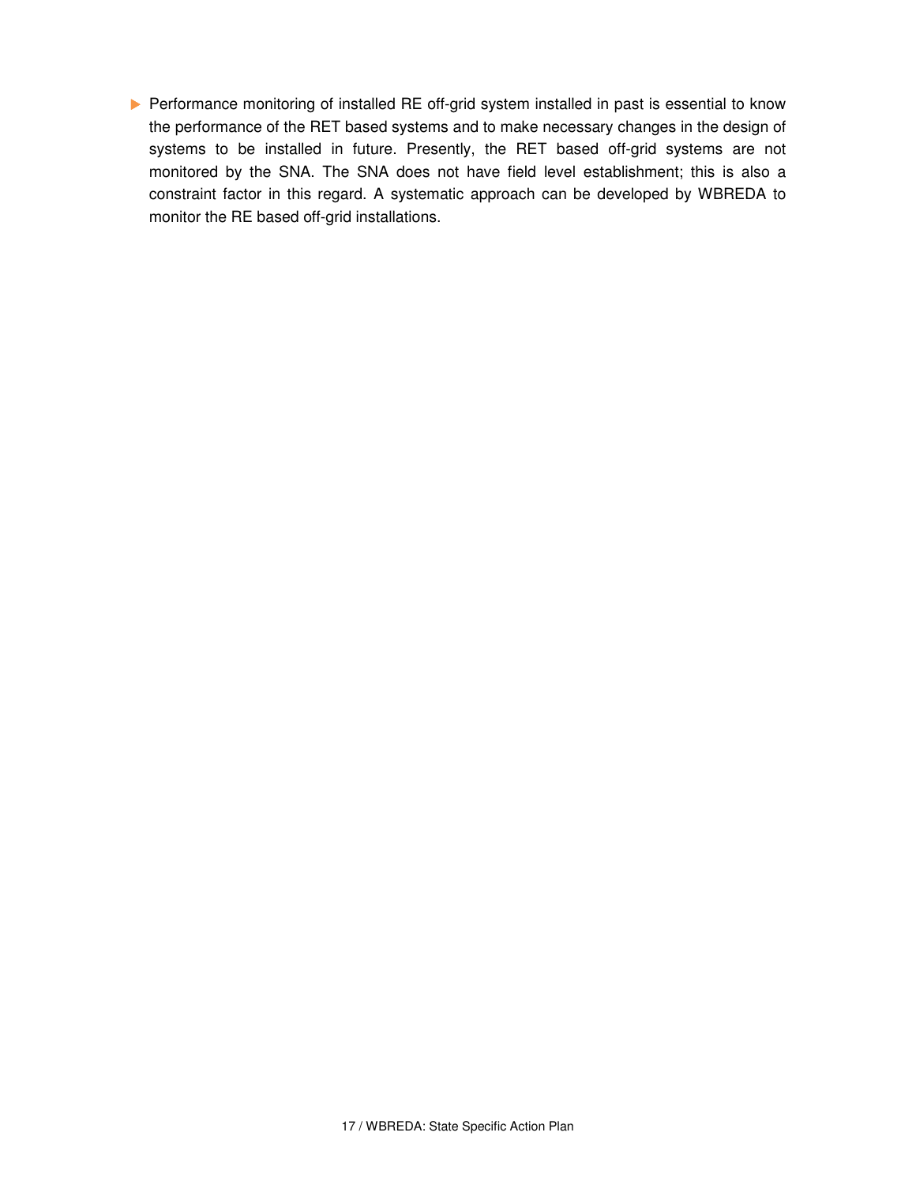- Performance monitoring of installed RE off-grid system installed in past is essential to know the performance of the RET based systems and to make necessary changes in the design of systems to be installed in future. Presently, the RET based off-grid systems are not monitored by the SNA. The SNA does not have field level establishment; this is also a constraint factor in this regard. A systematic approach can be developed by WBREDA to monitor the RE based off-grid installations.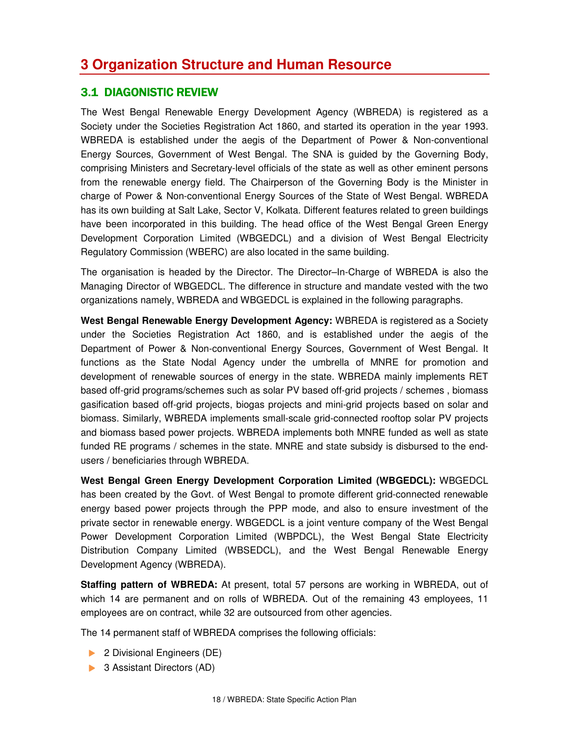# 3 Organization Structure and Human Resource

## 3.1 DIAGONISTIC REVIEW

The West Bengal Renewable Energy Development Agency (WBREDA) is registered as a Society under the Societies Registration Act 1860, and started its operation in the year 1993. WBREDA is established under the aegis of the Department of Power & Non-conventional Energy Sources, Government of West Bengal. The SNA is guided by the Governing Body, comprising Ministers and Secretary-level officials of the state as well as other eminent persons from the renewable energy field. The Chairperson of the Governing Body is the Minister in charge of Power & Non-conventional Energy Sources of the State of West Bengal. WBREDA has its own building at Salt Lake, Sector V, Kolkata. Different features related to green buildings have been incorporated in this building. The head office of the West Bengal Green Energy Development Corporation Limited (WBGEDCL) and a division of West Bengal Electricity Regulatory Commission (WBERC) are also located in the same building.

The organisation is headed by the Director. The Director–In-Charge of WBREDA is also the Managing Director of WBGEDCL. The difference in structure and mandate vested with the two organizations namely, WBREDA and WBGEDCL is explained in the following paragraphs.

**West Bengal Renewable Energy Development Agency:** WBREDA is registered as a Society under the Societies Registration Act 1860, and is established under the aegis of the Department of Power & Non-conventional Energy Sources, Government of West Bengal. It functions as the State Nodal Agency under the umbrella of MNRE for promotion and development of renewable sources of energy in the state. WBREDA mainly implements RET based off-grid programs/schemes such as solar PV based off-grid projects / schemes , biomass gasification based off-grid projects, biogas projects and mini-grid projects based on solar and biomass. Similarly, WBREDA implements small-scale grid-connected rooftop solar PV projects and biomass based power projects. WBREDA implements both MNRE funded as well as state funded RE programs / schemes in the state. MNRE and state subsidy is disbursed to the end-users / beneficiaries through WBREDA.

**West Bengal Green Energy Development Corporation Limited (WBGEDCL):** WBGEDCL has been created by the Govt. of West Bengal to promote different grid-connected renewable energy based power projects through the PPP mode, and also to ensure investment of the private sector in renewable energy. WBGEDCL is a joint venture company of the West Bengal Power Development Corporation Limited (WBPDCL), the West Bengal State Electricity Distribution Company Limited (WBSEDCL), and the West Bengal Renewable Energy Development Agency (WBREDA).

**Staffing pattern of WBREDA:** At present, total 57 persons are working in WBREDA, out of which 14 are permanent and on rolls of WBREDA. Out of the remaining 43 employees, 11 employees are on contract, while 32 are outsourced from other agencies.

The 14 permanent staff of WBREDA comprises the following officials:

- 2 Divisional Engineers (DE)
- 3 Assistant Directors (AD)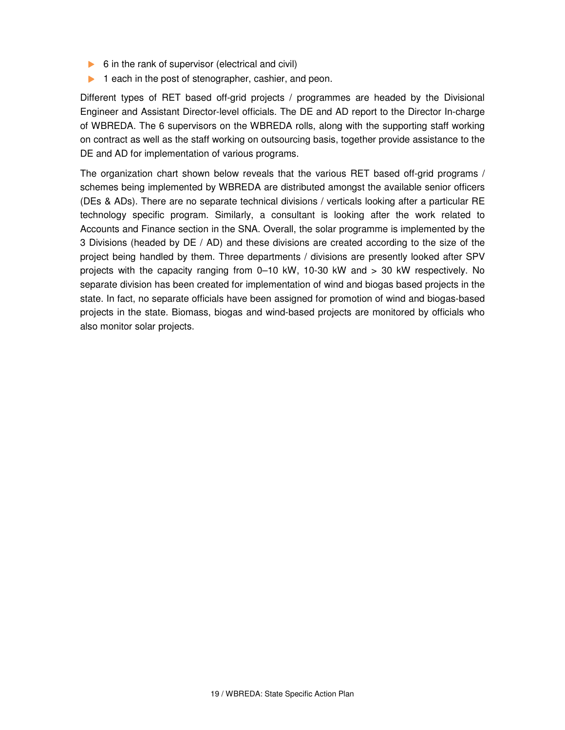- 6 in the rank of supervisor (electrical and civil)
- 1 each in the post of stenographer, cashier, and peon.

Different types of RET based off-grid projects / programmes are headed by the Divisional Engineer and Assistant Director-level officials. The DE and AD report to the Director In-charge of WBREDA. The 6 supervisors on the WBREDA rolls, along with the supporting staff working on contract as well as the staff working on outsourcing basis, together provide assistance to the DE and AD for implementation of various programs.

The organization chart shown below reveals that the various RET based off-grid programs / schemes being implemented by WBREDA are distributed amongst the available senior officers (DEs & ADs). There are no separate technical divisions / verticals looking after a particular RE technology specific program. Similarly, a consultant is looking after the work related to Accounts and Finance section in the SNA. Overall, the solar programme is implemented by the 3 Divisions (headed by DE / AD) and these divisions are created according to the size of the project being handled by them. Three departments / divisions are presently looked after SPV projects with the capacity ranging from 0–10 kW, 10-30 kW and > 30 kW respectively. No separate division has been created for implementation of wind and biogas based projects in the state. In fact, no separate officials have been assigned for promotion of wind and biogas-based projects in the state. Biomass, biogas and wind-based projects are monitored by officials who also monitor solar projects.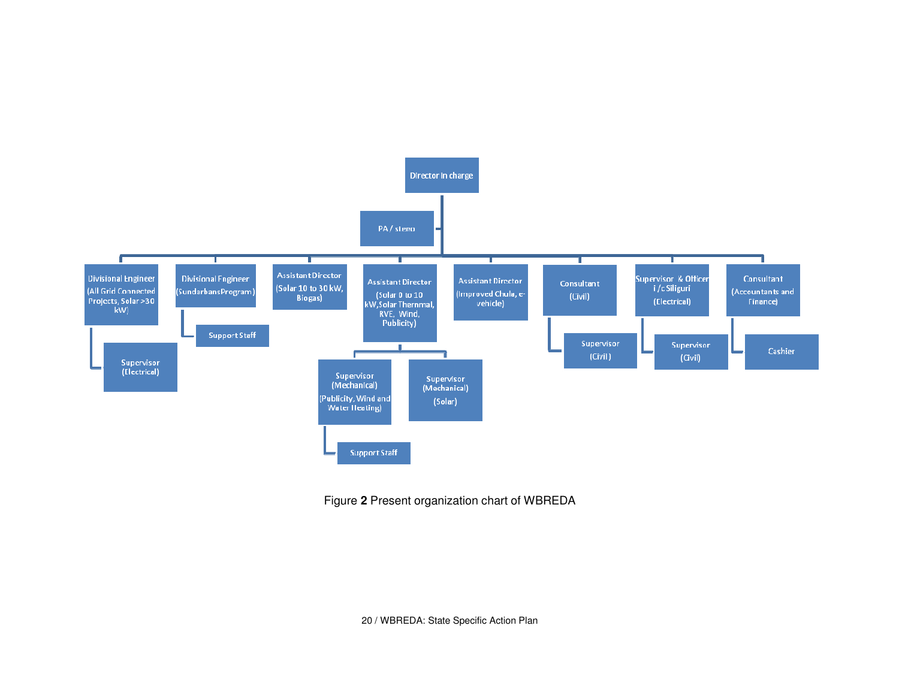Director in charge

PA / steno

- Divisional Engineer (All Grid Connected Projects, Solar >30 kW)
  - Supervisor (Electrical)
- Divisional Engineer (Sundarbans Program)
  - Support Staff
- Assistant Director (Solar 10 to 30 kW, Biogas)
- Assistant Director (Solar 0 to 10 kW, Solar Thermal, RVE, Wind, Publicity)
  - Supervisor (Mechanical) (Publicity, Wind and Water Heating)
    - Support Staff
  - Supervisor (Mechanical) (Solar)
- Assistant Director (Improved Chula, e-vehicle)
- Consultant (Civil)
  - Supervisor (Civil)
- Supervisor & Officer i/c Siliguri (Electrical)
  - Supervisor (Civil)
- Consultant (Accountants and Finance)
  - Cashier

Figure **2** Present organization chart of WBREDA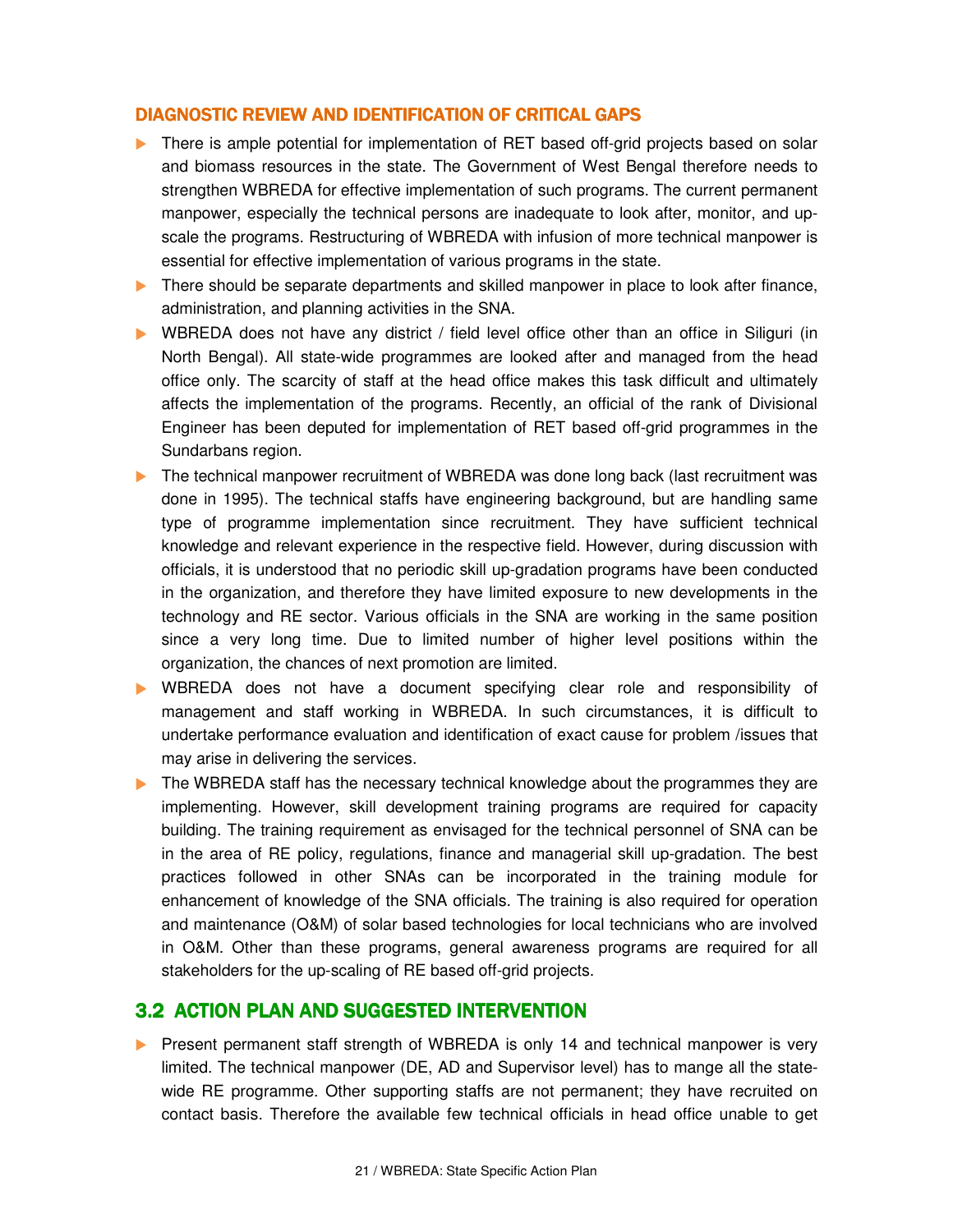### DIAGNOSTIC REVIEW AND IDENTIFICATION OF CRITICAL GAPS

- There is ample potential for implementation of RET based off-grid projects based on solar and biomass resources in the state. The Government of West Bengal therefore needs to strengthen WBREDA for effective implementation of such programs. The current permanent manpower, especially the technical persons are inadequate to look after, monitor, and up-scale the programs. Restructuring of WBREDA with infusion of more technical manpower is essential for effective implementation of various programs in the state.
- There should be separate departments and skilled manpower in place to look after finance, administration, and planning activities in the SNA.
- WBREDA does not have any district / field level office other than an office in Siliguri (in North Bengal). All state-wide programmes are looked after and managed from the head office only. The scarcity of staff at the head office makes this task difficult and ultimately affects the implementation of the programs. Recently, an official of the rank of Divisional Engineer has been deputed for implementation of RET based off-grid programmes in the Sundarbans region.
- The technical manpower recruitment of WBREDA was done long back (last recruitment was done in 1995). The technical staffs have engineering background, but are handling same type of programme implementation since recruitment. They have sufficient technical knowledge and relevant experience in the respective field. However, during discussion with officials, it is understood that no periodic skill up-gradation programs have been conducted in the organization, and therefore they have limited exposure to new developments in the technology and RE sector. Various officials in the SNA are working in the same position since a very long time. Due to limited number of higher level positions within the organization, the chances of next promotion are limited.
- WBREDA does not have a document specifying clear role and responsibility of management and staff working in WBREDA. In such circumstances, it is difficult to undertake performance evaluation and identification of exact cause for problem /issues that may arise in delivering the services.
- The WBREDA staff has the necessary technical knowledge about the programmes they are implementing. However, skill development training programs are required for capacity building. The training requirement as envisaged for the technical personnel of SNA can be in the area of RE policy, regulations, finance and managerial skill up-gradation. The best practices followed in other SNAs can be incorporated in the training module for enhancement of knowledge of the SNA officials. The training is also required for operation and maintenance (O&M) of solar based technologies for local technicians who are involved in O&M. Other than these programs, general awareness programs are required for all stakeholders for the up-scaling of RE based off-grid projects.

## 3.2 ACTION PLAN AND SUGGESTED INTERVENTION

- Present permanent staff strength of WBREDA is only 14 and technical manpower is very limited. The technical manpower (DE, AD and Supervisor level) has to mange all the state-wide RE programme. Other supporting staffs are not permanent; they have recruited on contact basis. Therefore the available few technical officials in head office unable to get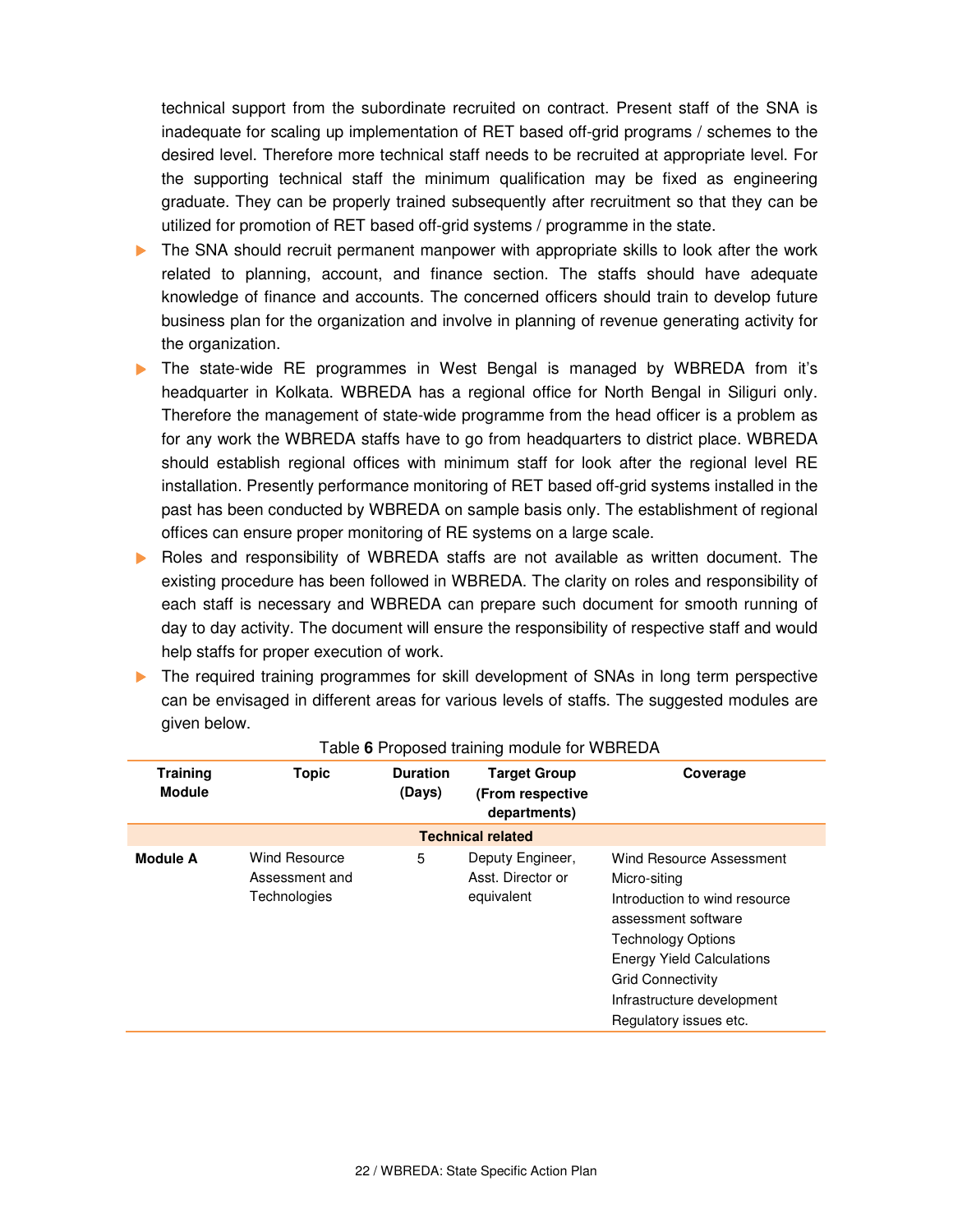technical support from the subordinate recruited on contract. Present staff of the SNA is inadequate for scaling up implementation of RET based off-grid programs / schemes to the desired level. Therefore more technical staff needs to be recruited at appropriate level. For the supporting technical staff the minimum qualification may be fixed as engineering graduate. They can be properly trained subsequently after recruitment so that they can be utilized for promotion of RET based off-grid systems / programme in the state.

- The SNA should recruit permanent manpower with appropriate skills to look after the work related to planning, account, and finance section. The staffs should have adequate knowledge of finance and accounts. The concerned officers should train to develop future business plan for the organization and involve in planning of revenue generating activity for the organization.
- The state-wide RE programmes in West Bengal is managed by WBREDA from it's headquarter in Kolkata. WBREDA has a regional office for North Bengal in Siliguri only. Therefore the management of state-wide programme from the head officer is a problem as for any work the WBREDA staffs have to go from headquarters to district place. WBREDA should establish regional offices with minimum staff for look after the regional level RE installation. Presently performance monitoring of RET based off-grid systems installed in the past has been conducted by WBREDA on sample basis only. The establishment of regional offices can ensure proper monitoring of RE systems on a large scale.
- Roles and responsibility of WBREDA staffs are not available as written document. The existing procedure has been followed in WBREDA. The clarity on roles and responsibility of each staff is necessary and WBREDA can prepare such document for smooth running of day to day activity. The document will ensure the responsibility of respective staff and would help staffs for proper execution of work.
- The required training programmes for skill development of SNAs in long term perspective can be envisaged in different areas for various levels of staffs. The suggested modules are given below.

Table **6** Proposed training module for WBREDA

| Training Module | Topic | Duration (Days) | Target Group (From respective departments) | Coverage |
|---|---|---|---|---|
| | | **Technical related** | | |
| **Module A** | Wind Resource Assessment and Technologies | 5 | Deputy Engineer, Asst. Director or equivalent | Wind Resource Assessment<br>Micro-siting<br>Introduction to wind resource assessment software<br>Technology Options<br>Energy Yield Calculations<br>Grid Connectivity<br>Infrastructure development<br>Regulatory issues etc. |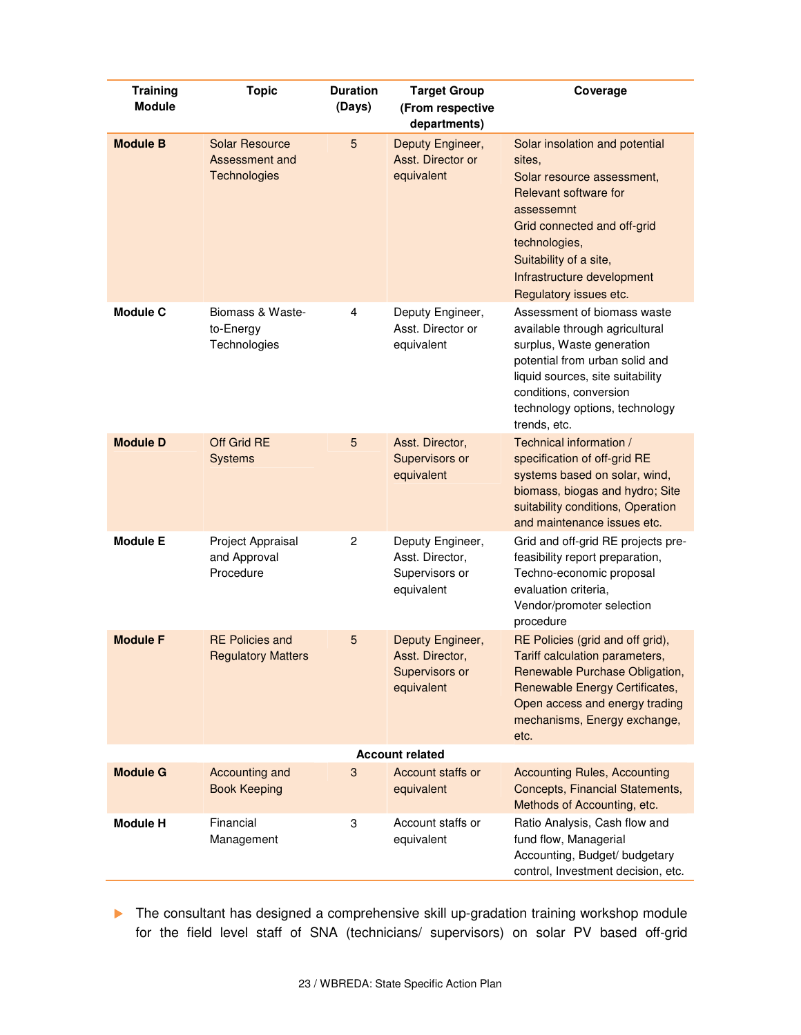| Training Module | Topic | Duration (Days) | Target Group (From respective departments) | Coverage |
|---|---|---|---|---|
| **Module B** | Solar Resource Assessment and Technologies | 5 | Deputy Engineer, Asst. Director or equivalent | Solar insolation and potential sites, Solar resource assessment, Relevant software for assessemnt Grid connected and off-grid technologies, Suitability of a site, Infrastructure development Regulatory issues etc. |
| **Module C** | Biomass & Waste-to-Energy Technologies | 4 | Deputy Engineer, Asst. Director or equivalent | Assessment of biomass waste available through agricultural surplus, Waste generation potential from urban solid and liquid sources, site suitability conditions, conversion technology options, technology trends, etc. |
| **Module D** | Off Grid RE Systems | 5 | Asst. Director, Supervisors or equivalent | Technical information / specification of off-grid RE systems based on solar, wind, biomass, biogas and hydro; Site suitability conditions, Operation and maintenance issues etc. |
| **Module E** | Project Appraisal and Approval Procedure | 2 | Deputy Engineer, Asst. Director, Supervisors or equivalent | Grid and off-grid RE projects pre-feasibility report preparation, Techno-economic proposal evaluation criteria, Vendor/promoter selection procedure |
| **Module F** | RE Policies and Regulatory Matters | 5 | Deputy Engineer, Asst. Director, Supervisors or equivalent | RE Policies (grid and off grid), Tariff calculation parameters, Renewable Purchase Obligation, Renewable Energy Certificates, Open access and energy trading mechanisms, Energy exchange, etc. |
| | | **Account related** | | |
| **Module G** | Accounting and Book Keeping | 3 | Account staffs or equivalent | Accounting Rules, Accounting Concepts, Financial Statements, Methods of Accounting, etc. |
| **Module H** | Financial Management | 3 | Account staffs or equivalent | Ratio Analysis, Cash flow and fund flow, Managerial Accounting, Budget/ budgetary control, Investment decision, etc. |

- The consultant has designed a comprehensive skill up-gradation training workshop module for the field level staff of SNA (technicians/ supervisors) on solar PV based off-grid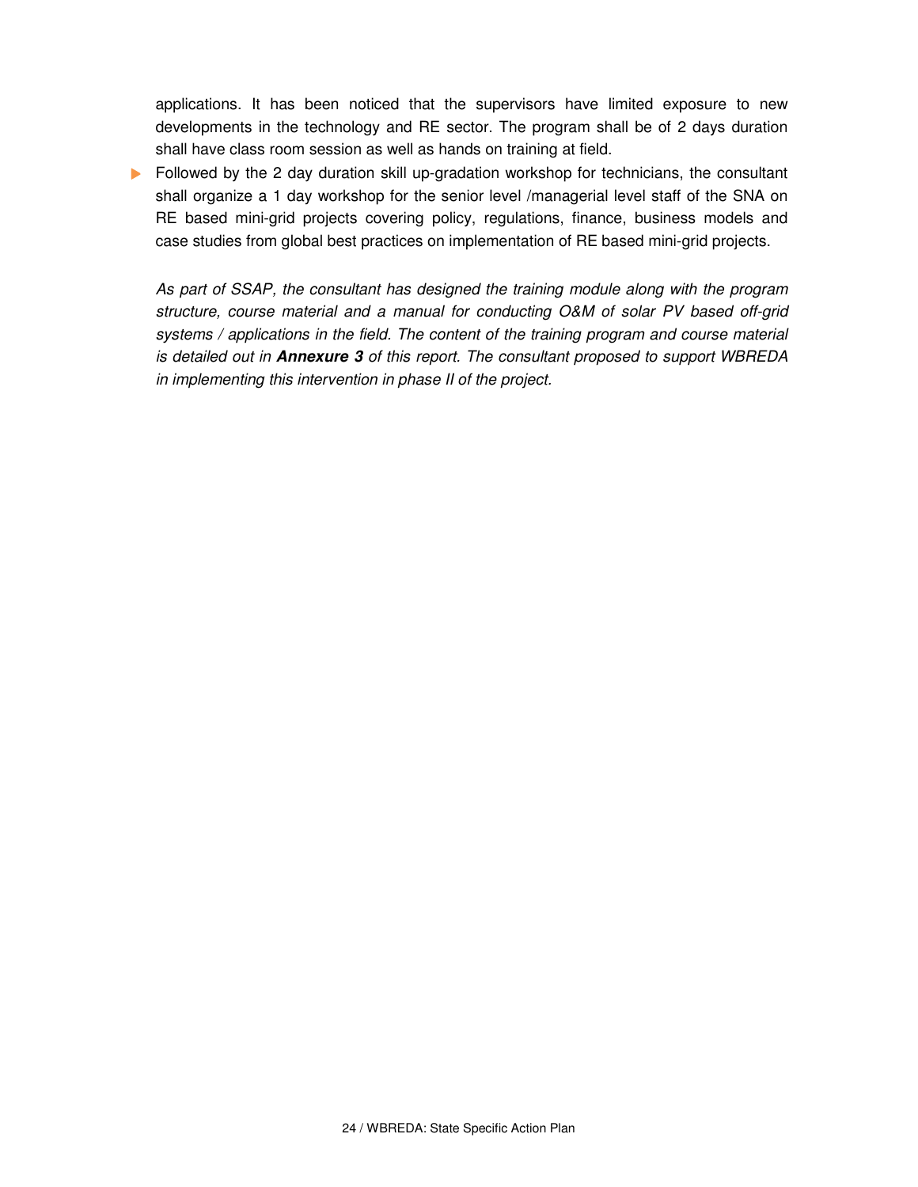applications. It has been noticed that the supervisors have limited exposure to new developments in the technology and RE sector. The program shall be of 2 days duration shall have class room session as well as hands on training at field.

- Followed by the 2 day duration skill up-gradation workshop for technicians, the consultant shall organize a 1 day workshop for the senior level /managerial level staff of the SNA on RE based mini-grid projects covering policy, regulations, finance, business models and case studies from global best practices on implementation of RE based mini-grid projects.

*As part of SSAP, the consultant has designed the training module along with the program structure, course material and a manual for conducting O&M of solar PV based off-grid systems / applications in the field. The content of the training program and course material is detailed out in* ***Annexure 3*** *of this report. The consultant proposed to support WBREDA in implementing this intervention in phase II of the project.*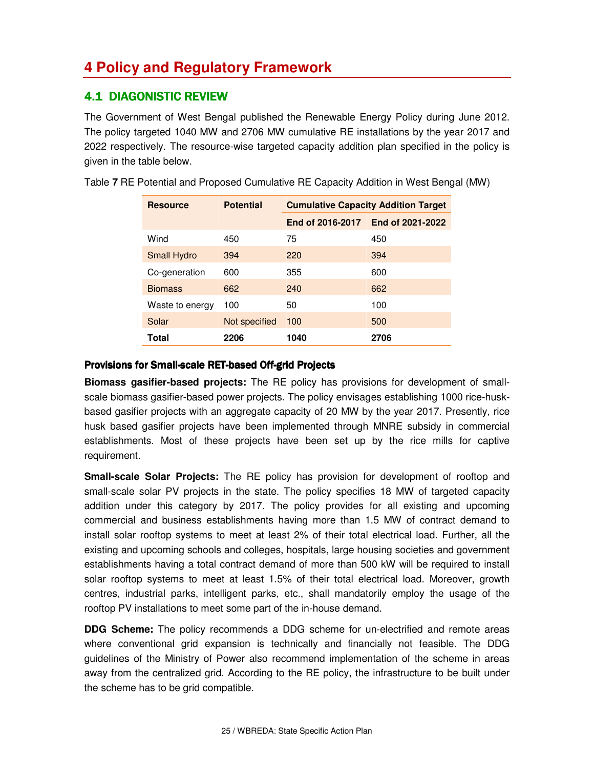# 4 Policy and Regulatory Framework

## 4.1 DIAGONISTIC REVIEW

The Government of West Bengal published the Renewable Energy Policy during June 2012. The policy targeted 1040 MW and 2706 MW cumulative RE installations by the year 2017 and 2022 respectively. The resource-wise targeted capacity addition plan specified in the policy is given in the table below.

Table **7** RE Potential and Proposed Cumulative RE Capacity Addition in West Bengal (MW)

| Resource | Potential | Cumulative Capacity Addition Target | |
|---|---|---|---|
| | | End of 2016-2017 | End of 2021-2022 |
| Wind | 450 | 75 | 450 |
| Small Hydro | 394 | 220 | 394 |
| Co-generation | 600 | 355 | 600 |
| Biomass | 662 | 240 | 662 |
| Waste to energy | 100 | 50 | 100 |
| Solar | Not specified | 100 | 500 |
| **Total** | **2206** | **1040** | **2706** |

### Provisions for Small-scale RET-based Off-grid Projects

**Biomass gasifier-based projects:** The RE policy has provisions for development of small-scale biomass gasifier-based power projects. The policy envisages establishing 1000 rice-husk-based gasifier projects with an aggregate capacity of 20 MW by the year 2017. Presently, rice husk based gasifier projects have been implemented through MNRE subsidy in commercial establishments. Most of these projects have been set up by the rice mills for captive requirement.

**Small-scale Solar Projects:** The RE policy has provision for development of rooftop and small-scale solar PV projects in the state. The policy specifies 18 MW of targeted capacity addition under this category by 2017. The policy provides for all existing and upcoming commercial and business establishments having more than 1.5 MW of contract demand to install solar rooftop systems to meet at least 2% of their total electrical load. Further, all the existing and upcoming schools and colleges, hospitals, large housing societies and government establishments having a total contract demand of more than 500 kW will be required to install solar rooftop systems to meet at least 1.5% of their total electrical load. Moreover, growth centres, industrial parks, intelligent parks, etc., shall mandatorily employ the usage of the rooftop PV installations to meet some part of the in-house demand.

**DDG Scheme:** The policy recommends a DDG scheme for un-electrified and remote areas where conventional grid expansion is technically and financially not feasible. The DDG guidelines of the Ministry of Power also recommend implementation of the scheme in areas away from the centralized grid. According to the RE policy, the infrastructure to be built under the scheme has to be grid compatible.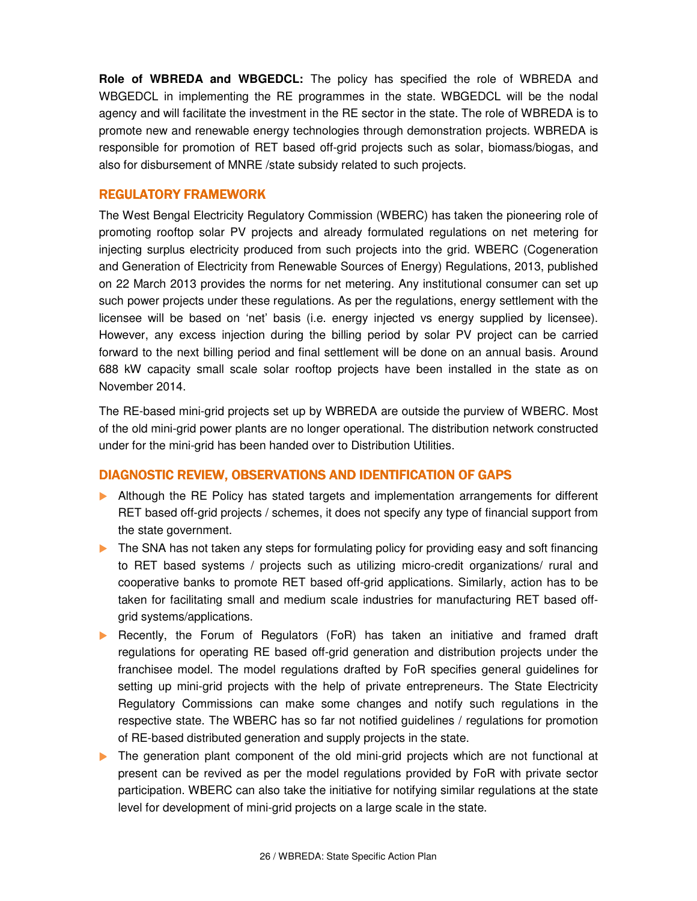**Role of WBREDA and WBGEDCL:** The policy has specified the role of WBREDA and WBGEDCL in implementing the RE programmes in the state. WBGEDCL will be the nodal agency and will facilitate the investment in the RE sector in the state. The role of WBREDA is to promote new and renewable energy technologies through demonstration projects. WBREDA is responsible for promotion of RET based off-grid projects such as solar, biomass/biogas, and also for disbursement of MNRE /state subsidy related to such projects.

## REGULATORY FRAMEWORK

The West Bengal Electricity Regulatory Commission (WBERC) has taken the pioneering role of promoting rooftop solar PV projects and already formulated regulations on net metering for injecting surplus electricity produced from such projects into the grid. WBERC (Cogeneration and Generation of Electricity from Renewable Sources of Energy) Regulations, 2013, published on 22 March 2013 provides the norms for net metering. Any institutional consumer can set up such power projects under these regulations. As per the regulations, energy settlement with the licensee will be based on 'net' basis (i.e. energy injected vs energy supplied by licensee). However, any excess injection during the billing period by solar PV project can be carried forward to the next billing period and final settlement will be done on an annual basis. Around 688 kW capacity small scale solar rooftop projects have been installed in the state as on November 2014.

The RE-based mini-grid projects set up by WBREDA are outside the purview of WBERC. Most of the old mini-grid power plants are no longer operational. The distribution network constructed under for the mini-grid has been handed over to Distribution Utilities.

## DIAGNOSTIC REVIEW, OBSERVATIONS AND IDENTIFICATION OF GAPS

- Although the RE Policy has stated targets and implementation arrangements for different RET based off-grid projects / schemes, it does not specify any type of financial support from the state government.
- The SNA has not taken any steps for formulating policy for providing easy and soft financing to RET based systems / projects such as utilizing micro-credit organizations/ rural and cooperative banks to promote RET based off-grid applications. Similarly, action has to be taken for facilitating small and medium scale industries for manufacturing RET based off-grid systems/applications.
- Recently, the Forum of Regulators (FoR) has taken an initiative and framed draft regulations for operating RE based off-grid generation and distribution projects under the franchisee model. The model regulations drafted by FoR specifies general guidelines for setting up mini-grid projects with the help of private entrepreneurs. The State Electricity Regulatory Commissions can make some changes and notify such regulations in the respective state. The WBERC has so far not notified guidelines / regulations for promotion of RE-based distributed generation and supply projects in the state.
- The generation plant component of the old mini-grid projects which are not functional at present can be revived as per the model regulations provided by FoR with private sector participation. WBERC can also take the initiative for notifying similar regulations at the state level for development of mini-grid projects on a large scale in the state.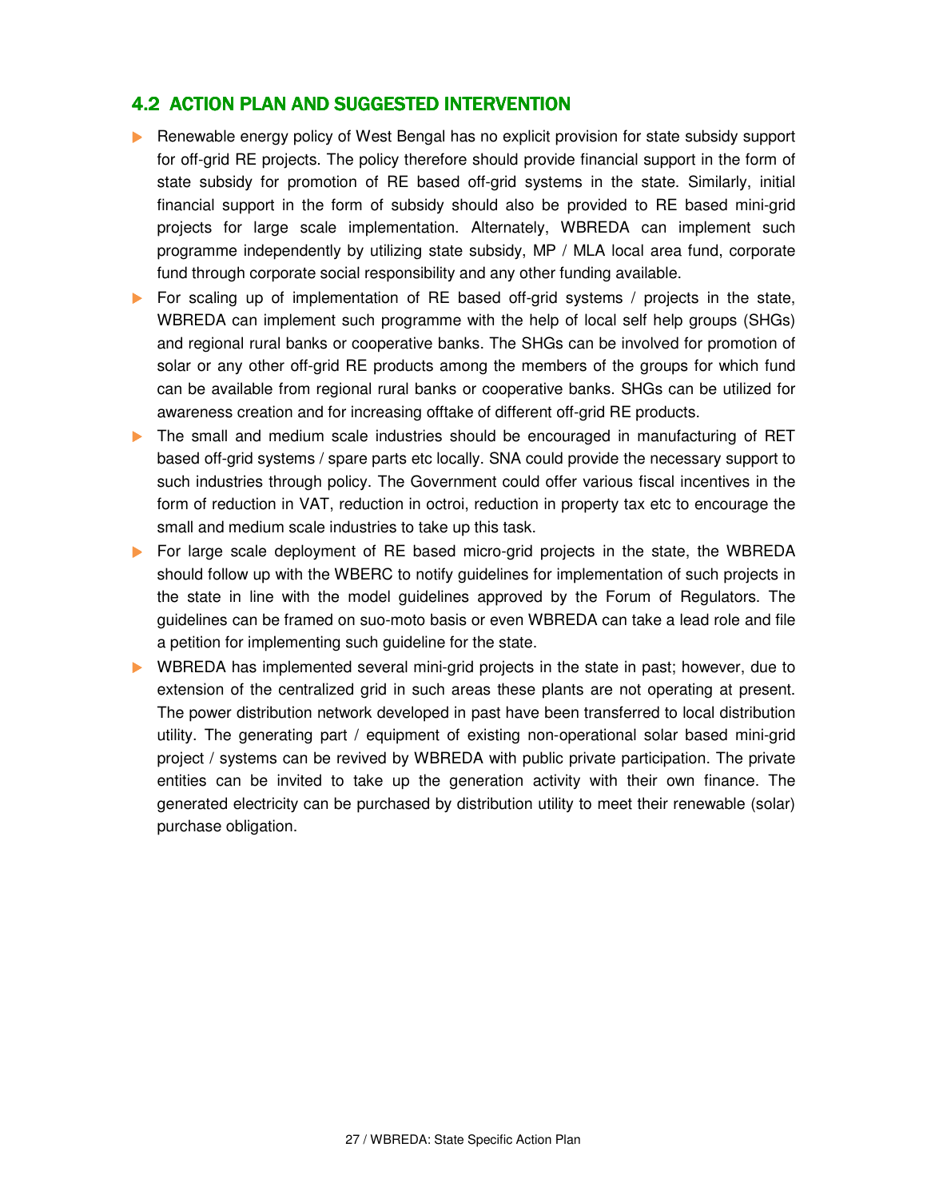## 4.2 ACTION PLAN AND SUGGESTED INTERVENTION

- Renewable energy policy of West Bengal has no explicit provision for state subsidy support for off-grid RE projects. The policy therefore should provide financial support in the form of state subsidy for promotion of RE based off-grid systems in the state. Similarly, initial financial support in the form of subsidy should also be provided to RE based mini-grid projects for large scale implementation. Alternately, WBREDA can implement such programme independently by utilizing state subsidy, MP / MLA local area fund, corporate fund through corporate social responsibility and any other funding available.
- For scaling up of implementation of RE based off-grid systems / projects in the state, WBREDA can implement such programme with the help of local self help groups (SHGs) and regional rural banks or cooperative banks. The SHGs can be involved for promotion of solar or any other off-grid RE products among the members of the groups for which fund can be available from regional rural banks or cooperative banks. SHGs can be utilized for awareness creation and for increasing offtake of different off-grid RE products.
- The small and medium scale industries should be encouraged in manufacturing of RET based off-grid systems / spare parts etc locally. SNA could provide the necessary support to such industries through policy. The Government could offer various fiscal incentives in the form of reduction in VAT, reduction in octroi, reduction in property tax etc to encourage the small and medium scale industries to take up this task.
- For large scale deployment of RE based micro-grid projects in the state, the WBREDA should follow up with the WBERC to notify guidelines for implementation of such projects in the state in line with the model guidelines approved by the Forum of Regulators. The guidelines can be framed on suo-moto basis or even WBREDA can take a lead role and file a petition for implementing such guideline for the state.
- WBREDA has implemented several mini-grid projects in the state in past; however, due to extension of the centralized grid in such areas these plants are not operating at present. The power distribution network developed in past have been transferred to local distribution utility. The generating part / equipment of existing non-operational solar based mini-grid project / systems can be revived by WBREDA with public private participation. The private entities can be invited to take up the generation activity with their own finance. The generated electricity can be purchased by distribution utility to meet their renewable (solar) purchase obligation.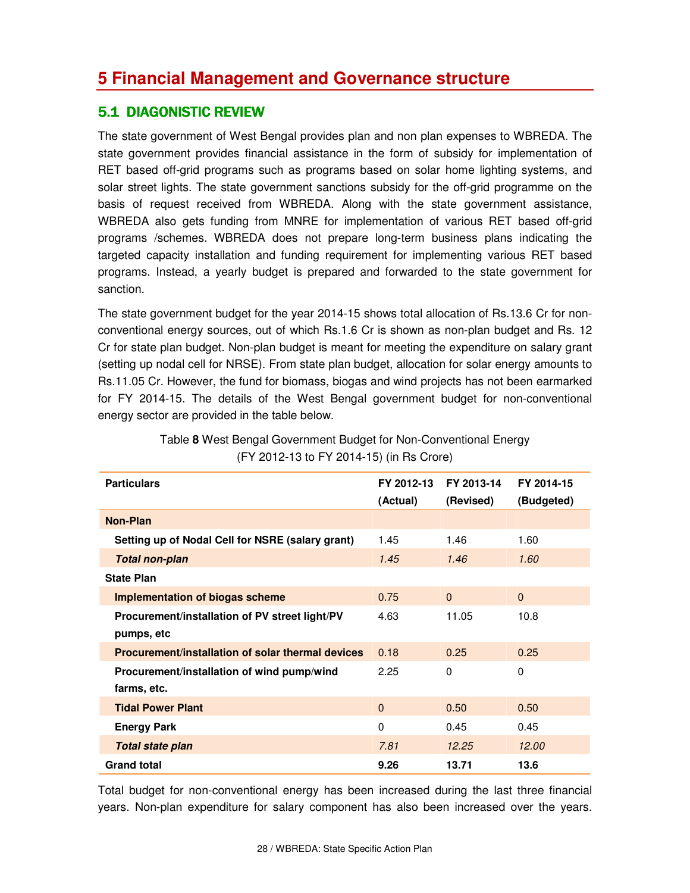# 5 Financial Management and Governance structure

## 5.1 DIAGONISTIC REVIEW

The state government of West Bengal provides plan and non plan expenses to WBREDA. The state government provides financial assistance in the form of subsidy for implementation of RET based off-grid programs such as programs based on solar home lighting systems, and solar street lights. The state government sanctions subsidy for the off-grid programme on the basis of request received from WBREDA. Along with the state government assistance, WBREDA also gets funding from MNRE for implementation of various RET based off-grid programs /schemes. WBREDA does not prepare long-term business plans indicating the targeted capacity installation and funding requirement for implementing various RET based programs. Instead, a yearly budget is prepared and forwarded to the state government for sanction.

The state government budget for the year 2014-15 shows total allocation of Rs.13.6 Cr for non-conventional energy sources, out of which Rs.1.6 Cr is shown as non-plan budget and Rs. 12 Cr for state plan budget. Non-plan budget is meant for meeting the expenditure on salary grant (setting up nodal cell for NRSE). From state plan budget, allocation for solar energy amounts to Rs.11.05 Cr. However, the fund for biomass, biogas and wind projects has not been earmarked for FY 2014-15. The details of the West Bengal government budget for non-conventional energy sector are provided in the table below.

Table **8** West Bengal Government Budget for Non-Conventional Energy (FY 2012-13 to FY 2014-15) (in Rs Crore)

| Particulars | FY 2012-13 (Actual) | FY 2013-14 (Revised) | FY 2014-15 (Budgeted) |
|---|---|---|---|
| **Non-Plan** | | | |
| **Setting up of Nodal Cell for NSRE (salary grant)** | 1.45 | 1.46 | 1.60 |
| ***Total non-plan*** | *1.45* | *1.46* | *1.60* |
| **State Plan** | | | |
| **Implementation of biogas scheme** | 0.75 | 0 | 0 |
| **Procurement/installation of PV street light/PV pumps, etc** | 4.63 | 11.05 | 10.8 |
| **Procurement/installation of solar thermal devices** | 0.18 | 0.25 | 0.25 |
| **Procurement/installation of wind pump/wind farms, etc.** | 2.25 | 0 | 0 |
| **Tidal Power Plant** | 0 | 0.50 | 0.50 |
| **Energy Park** | 0 | 0.45 | 0.45 |
| ***Total state plan*** | *7.81* | *12.25* | *12.00* |
| **Grand total** | **9.26** | **13.71** | **13.6** |

Total budget for non-conventional energy has been increased during the last three financial years. Non-plan expenditure for salary component has also been increased over the years.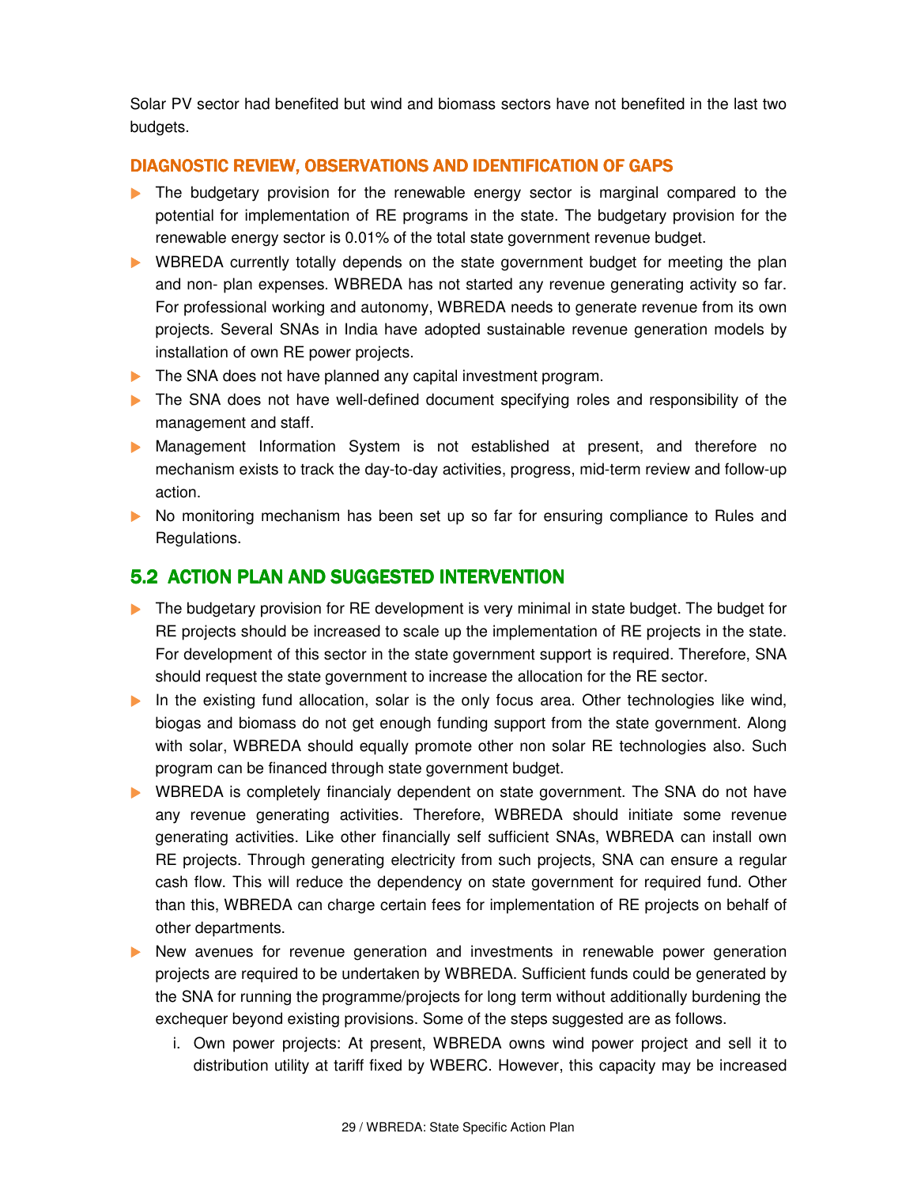Solar PV sector had benefited but wind and biomass sectors have not benefited in the last two budgets.

### DIAGNOSTIC REVIEW, OBSERVATIONS AND IDENTIFICATION OF GAPS

- The budgetary provision for the renewable energy sector is marginal compared to the potential for implementation of RE programs in the state. The budgetary provision for the renewable energy sector is 0.01% of the total state government revenue budget.
- WBREDA currently totally depends on the state government budget for meeting the plan and non- plan expenses. WBREDA has not started any revenue generating activity so far. For professional working and autonomy, WBREDA needs to generate revenue from its own projects. Several SNAs in India have adopted sustainable revenue generation models by installation of own RE power projects.
- The SNA does not have planned any capital investment program.
- The SNA does not have well-defined document specifying roles and responsibility of the management and staff.
- Management Information System is not established at present, and therefore no mechanism exists to track the day-to-day activities, progress, mid-term review and follow-up action.
- No monitoring mechanism has been set up so far for ensuring compliance to Rules and Regulations.

## 5.2 ACTION PLAN AND SUGGESTED INTERVENTION

- The budgetary provision for RE development is very minimal in state budget. The budget for RE projects should be increased to scale up the implementation of RE projects in the state. For development of this sector in the state government support is required. Therefore, SNA should request the state government to increase the allocation for the RE sector.
- In the existing fund allocation, solar is the only focus area. Other technologies like wind, biogas and biomass do not get enough funding support from the state government. Along with solar, WBREDA should equally promote other non solar RE technologies also. Such program can be financed through state government budget.
- WBREDA is completely financialy dependent on state government. The SNA do not have any revenue generating activities. Therefore, WBREDA should initiate some revenue generating activities. Like other financially self sufficient SNAs, WBREDA can install own RE projects. Through generating electricity from such projects, SNA can ensure a regular cash flow. This will reduce the dependency on state government for required fund. Other than this, WBREDA can charge certain fees for implementation of RE projects on behalf of other departments.
- New avenues for revenue generation and investments in renewable power generation projects are required to be undertaken by WBREDA. Sufficient funds could be generated by the SNA for running the programme/projects for long term without additionally burdening the exchequer beyond existing provisions. Some of the steps suggested are as follows.
    i. Own power projects: At present, WBREDA owns wind power project and sell it to distribution utility at tariff fixed by WBERC. However, this capacity may be increased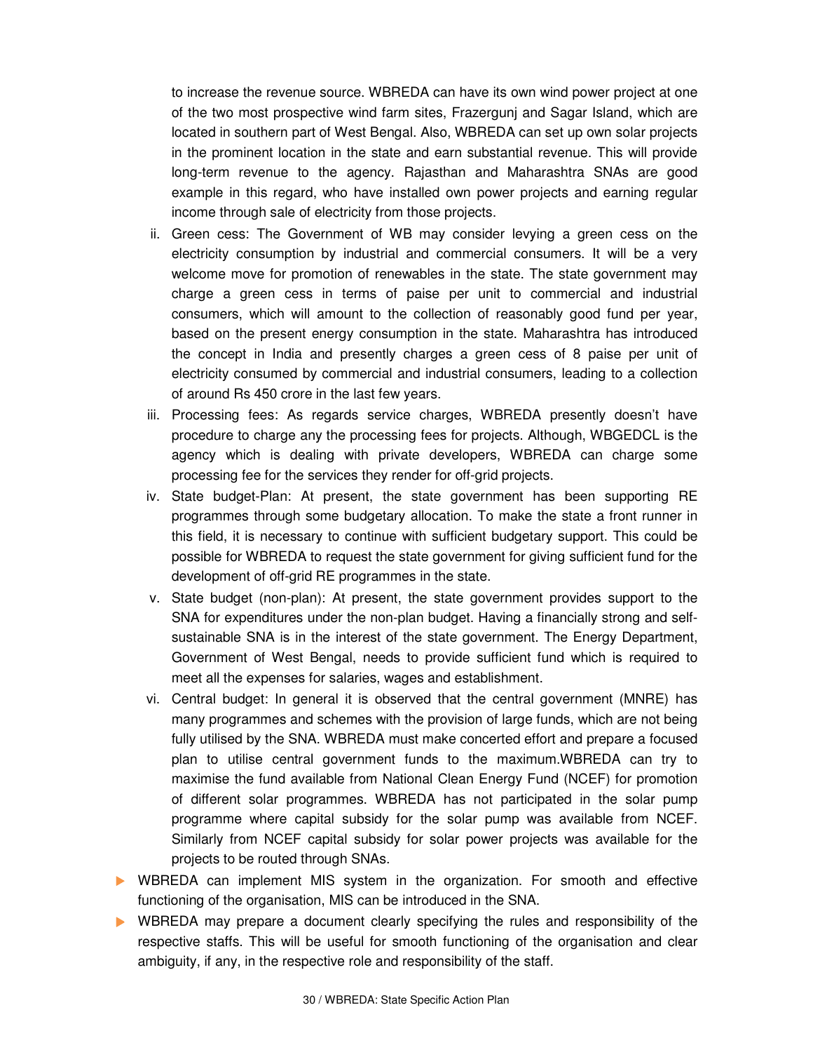to increase the revenue source. WBREDA can have its own wind power project at one of the two most prospective wind farm sites, Frazergunj and Sagar Island, which are located in southern part of West Bengal. Also, WBREDA can set up own solar projects in the prominent location in the state and earn substantial revenue. This will provide long-term revenue to the agency. Rajasthan and Maharashtra SNAs are good example in this regard, who have installed own power projects and earning regular income through sale of electricity from those projects.

ii. Green cess: The Government of WB may consider levying a green cess on the electricity consumption by industrial and commercial consumers. It will be a very welcome move for promotion of renewables in the state. The state government may charge a green cess in terms of paise per unit to commercial and industrial consumers, which will amount to the collection of reasonably good fund per year, based on the present energy consumption in the state. Maharashtra has introduced the concept in India and presently charges a green cess of 8 paise per unit of electricity consumed by commercial and industrial consumers, leading to a collection of around Rs 450 crore in the last few years.

iii. Processing fees: As regards service charges, WBREDA presently doesn't have procedure to charge any the processing fees for projects. Although, WBGEDCL is the agency which is dealing with private developers, WBREDA can charge some processing fee for the services they render for off-grid projects.

iv. State budget-Plan: At present, the state government has been supporting RE programmes through some budgetary allocation. To make the state a front runner in this field, it is necessary to continue with sufficient budgetary support. This could be possible for WBREDA to request the state government for giving sufficient fund for the development of off-grid RE programmes in the state.

v. State budget (non-plan): At present, the state government provides support to the SNA for expenditures under the non-plan budget. Having a financially strong and self-sustainable SNA is in the interest of the state government. The Energy Department, Government of West Bengal, needs to provide sufficient fund which is required to meet all the expenses for salaries, wages and establishment.

vi. Central budget: In general it is observed that the central government (MNRE) has many programmes and schemes with the provision of large funds, which are not being fully utilised by the SNA. WBREDA must make concerted effort and prepare a focused plan to utilise central government funds to the maximum.WBREDA can try to maximise the fund available from National Clean Energy Fund (NCEF) for promotion of different solar programmes. WBREDA has not participated in the solar pump programme where capital subsidy for the solar pump was available from NCEF. Similarly from NCEF capital subsidy for solar power projects was available for the projects to be routed through SNAs.

- WBREDA can implement MIS system in the organization. For smooth and effective functioning of the organisation, MIS can be introduced in the SNA.
- WBREDA may prepare a document clearly specifying the rules and responsibility of the respective staffs. This will be useful for smooth functioning of the organisation and clear ambiguity, if any, in the respective role and responsibility of the staff.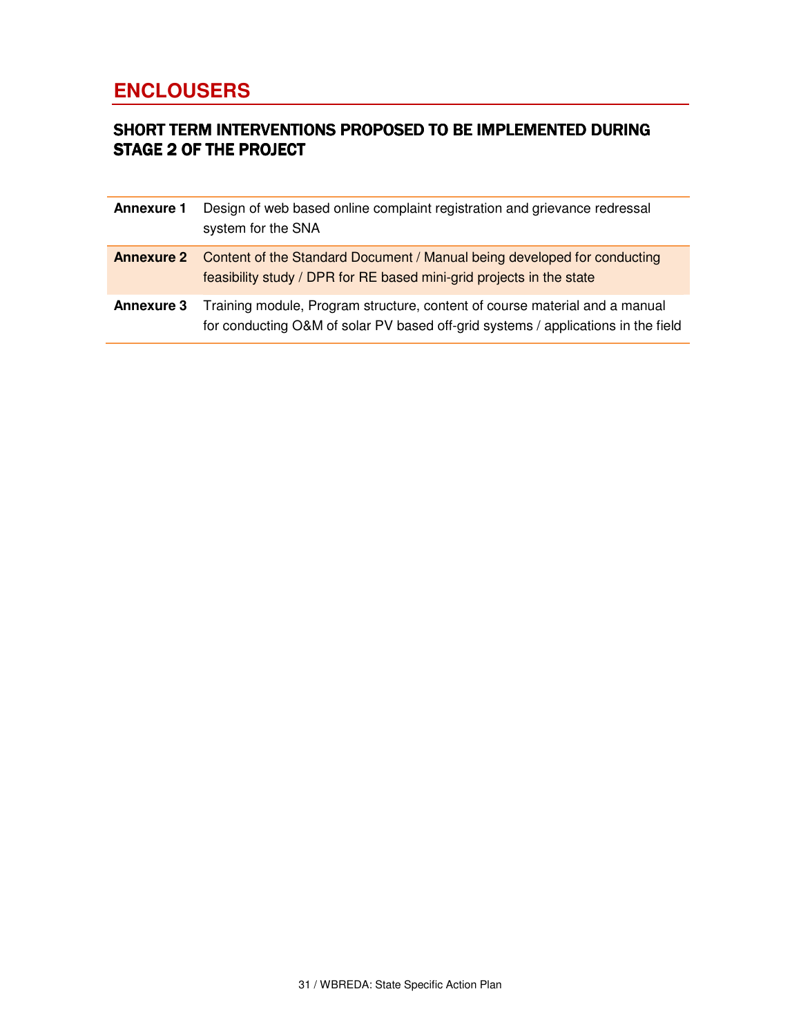# ENCLOUSERS

## SHORT TERM INTERVENTIONS PROPOSED TO BE IMPLEMENTED DURING STAGE 2 OF THE PROJECT

| | |
|---|---|
| **Annexure 1** | Design of web based online complaint registration and grievance redressal system for the SNA |
| **Annexure 2** | Content of the Standard Document / Manual being developed for conducting feasibility study / DPR for RE based mini-grid projects in the state |
| **Annexure 3** | Training module, Program structure, content of course material and a manual for conducting O&M of solar PV based off-grid systems / applications in the field |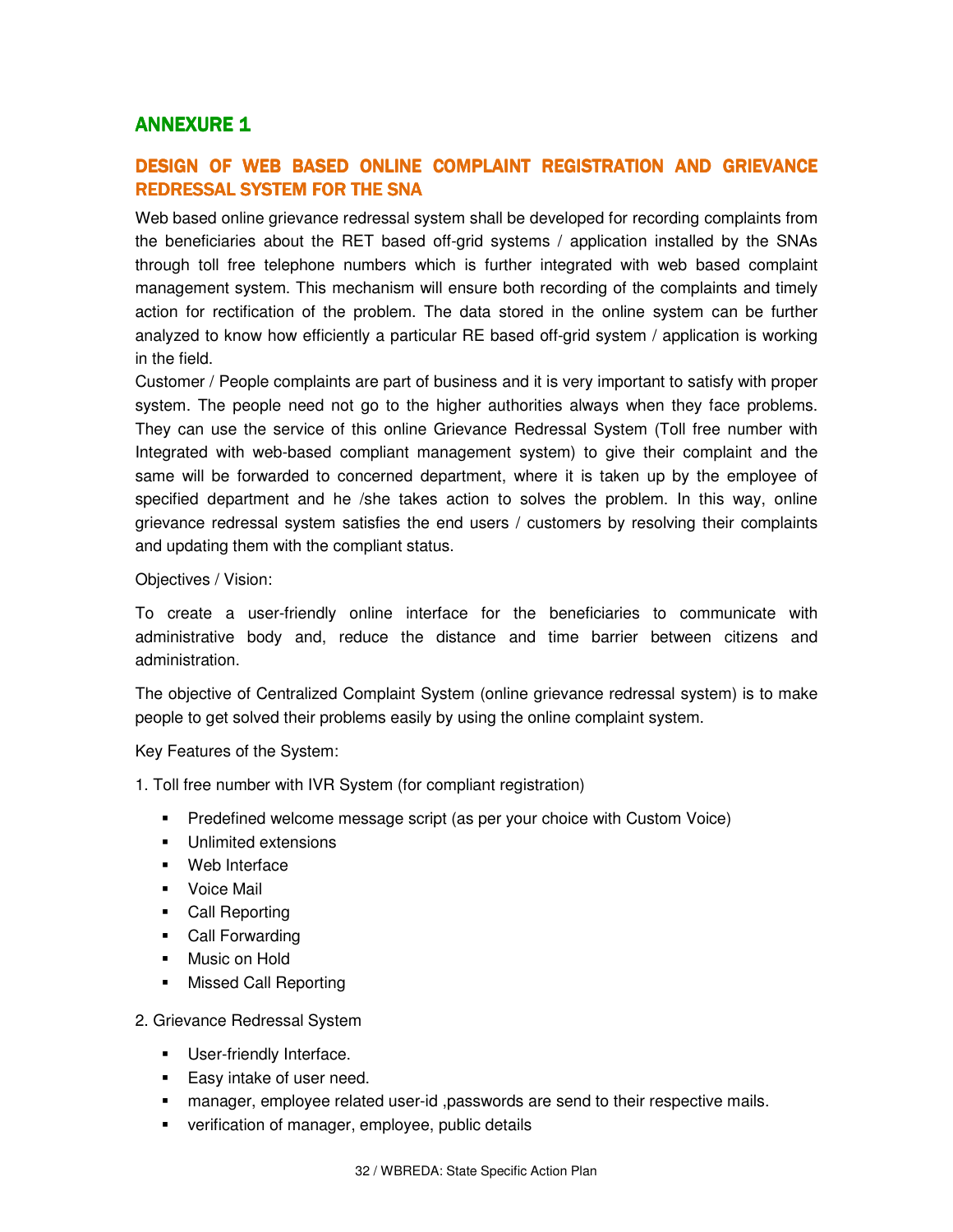## ANNEXURE 1

## DESIGN OF WEB BASED ONLINE COMPLAINT REGISTRATION AND GRIEVANCE REDRESSAL SYSTEM FOR THE SNA

Web based online grievance redressal system shall be developed for recording complaints from the beneficiaries about the RET based off-grid systems / application installed by the SNAs through toll free telephone numbers which is further integrated with web based complaint management system. This mechanism will ensure both recording of the complaints and timely action for rectification of the problem. The data stored in the online system can be further analyzed to know how efficiently a particular RE based off-grid system / application is working in the field.

Customer / People complaints are part of business and it is very important to satisfy with proper system. The people need not go to the higher authorities always when they face problems. They can use the service of this online Grievance Redressal System (Toll free number with Integrated with web-based compliant management system) to give their complaint and the same will be forwarded to concerned department, where it is taken up by the employee of specified department and he /she takes action to solves the problem. In this way, online grievance redressal system satisfies the end users / customers by resolving their complaints and updating them with the compliant status.

Objectives / Vision:

To create a user-friendly online interface for the beneficiaries to communicate with administrative body and, reduce the distance and time barrier between citizens and administration.

The objective of Centralized Complaint System (online grievance redressal system) is to make people to get solved their problems easily by using the online complaint system.

Key Features of the System:

1. Toll free number with IVR System (for compliant registration)

- Predefined welcome message script (as per your choice with Custom Voice)
- Unlimited extensions
- Web Interface
- Voice Mail
- Call Reporting
- Call Forwarding
- Music on Hold
- Missed Call Reporting

2. Grievance Redressal System

- User-friendly Interface.
- Easy intake of user need.
- manager, employee related user-id ,passwords are send to their respective mails.
- verification of manager, employee, public details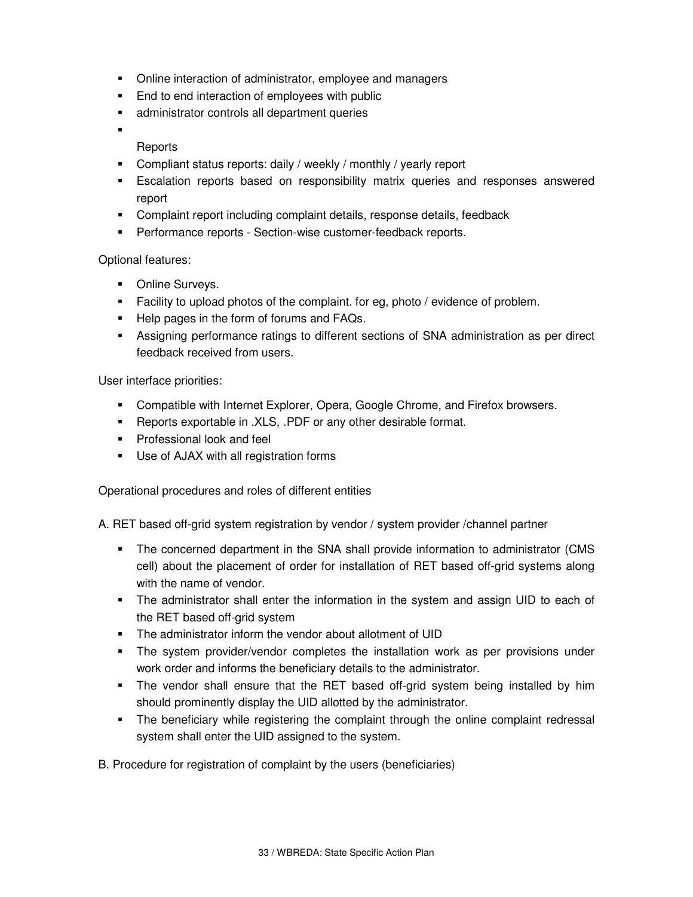- Online interaction of administrator, employee and managers
- End to end interaction of employees with public
- administrator controls all department queries
- 

Reports

- Compliant status reports: daily / weekly / monthly / yearly report
- Escalation reports based on responsibility matrix queries and responses answered report
- Complaint report including complaint details, response details, feedback
- Performance reports - Section-wise customer-feedback reports.

Optional features:

- Online Surveys.
- Facility to upload photos of the complaint. for eg, photo / evidence of problem.
- Help pages in the form of forums and FAQs.
- Assigning performance ratings to different sections of SNA administration as per direct feedback received from users.

User interface priorities:

- Compatible with Internet Explorer, Opera, Google Chrome, and Firefox browsers.
- Reports exportable in .XLS, .PDF or any other desirable format.
- Professional look and feel
- Use of AJAX with all registration forms

Operational procedures and roles of different entities

A. RET based off-grid system registration by vendor / system provider /channel partner

- The concerned department in the SNA shall provide information to administrator (CMS cell) about the placement of order for installation of RET based off-grid systems along with the name of vendor.
- The administrator shall enter the information in the system and assign UID to each of the RET based off-grid system
- The administrator inform the vendor about allotment of UID
- The system provider/vendor completes the installation work as per provisions under work order and informs the beneficiary details to the administrator.
- The vendor shall ensure that the RET based off-grid system being installed by him should prominently display the UID allotted by the administrator.
- The beneficiary while registering the complaint through the online complaint redressal system shall enter the UID assigned to the system.

B. Procedure for registration of complaint by the users (beneficiaries)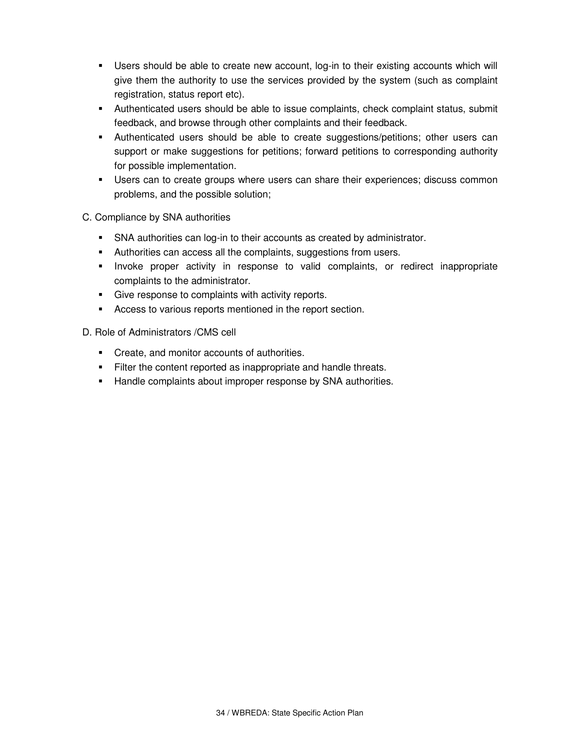- Users should be able to create new account, log-in to their existing accounts which will give them the authority to use the services provided by the system (such as complaint registration, status report etc).
- Authenticated users should be able to issue complaints, check complaint status, submit feedback, and browse through other complaints and their feedback.
- Authenticated users should be able to create suggestions/petitions; other users can support or make suggestions for petitions; forward petitions to corresponding authority for possible implementation.
- Users can to create groups where users can share their experiences; discuss common problems, and the possible solution;

C. Compliance by SNA authorities

- SNA authorities can log-in to their accounts as created by administrator.
- Authorities can access all the complaints, suggestions from users.
- Invoke proper activity in response to valid complaints, or redirect inappropriate complaints to the administrator.
- Give response to complaints with activity reports.
- Access to various reports mentioned in the report section.

D. Role of Administrators /CMS cell

- Create, and monitor accounts of authorities.
- Filter the content reported as inappropriate and handle threats.
- Handle complaints about improper response by SNA authorities.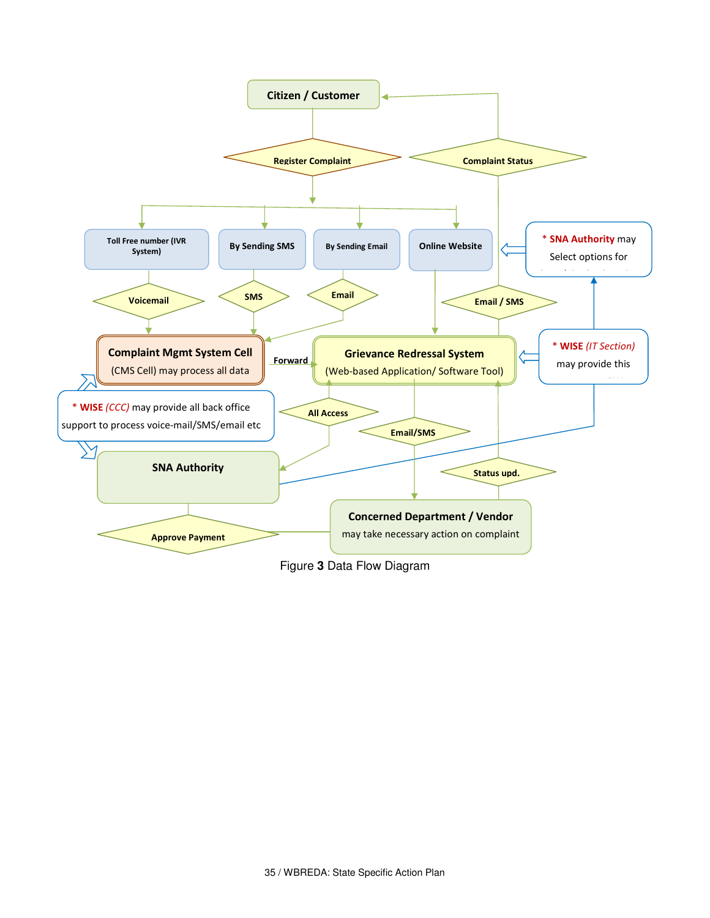Citizen / Customer

Register Complaint

Complaint Status

Toll Free number (IVR System)

By Sending SMS

By Sending Email

Online Website

* SNA Authority may Select options for

Voicemail

SMS

Email

Email / SMS

Complaint Mgmt System Cell (CMS Cell) may process all data

Forward

Grievance Redressal System (Web-based Application/ Software Tool)

* WISE (IT Section) may provide this

* WISE (CCC) may provide all back office support to process voice-mail/SMS/email etc

All Access

Email/SMS

SNA Authority

Status upd.

Concerned Department / Vendor may take necessary action on complaint

Approve Payment

Figure **3** Data Flow Diagram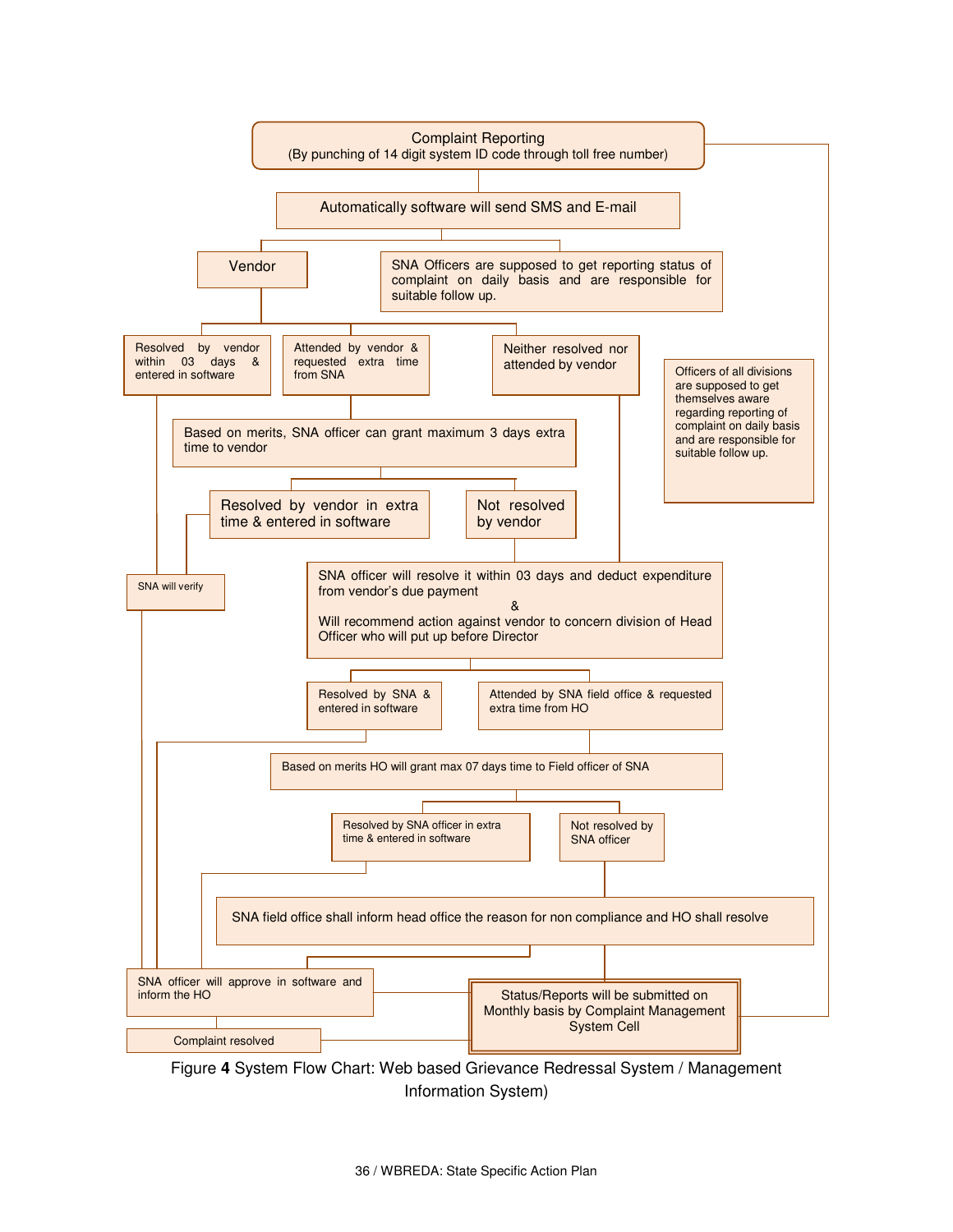Complaint Reporting
(By punching of 14 digit system ID code through toll free number)

Automatically software will send SMS and E-mail

Vendor

SNA Officers are supposed to get reporting status of complaint on daily basis and are responsible for suitable follow up.

Resolved by vendor within 03 days & entered in software

Attended by vendor & requested extra time from SNA

Neither resolved nor attended by vendor

Officers of all divisions are supposed to get themselves aware regarding reporting of complaint on daily basis and are responsible for suitable follow up.

Based on merits, SNA officer can grant maximum 3 days extra time to vendor

Resolved by vendor in extra time & entered in software

Not resolved by vendor

SNA will verify

SNA officer will resolve it within 03 days and deduct expenditure from vendor's due payment
&
Will recommend action against vendor to concern division of Head Officer who will put up before Director

Resolved by SNA & entered in software

Attended by SNA field office & requested extra time from HO

Based on merits HO will grant max 07 days time to Field officer of SNA

Resolved by SNA officer in extra time & entered in software

Not resolved by SNA officer

SNA field office shall inform head office the reason for non compliance and HO shall resolve

SNA officer will approve in software and inform the HO

Status/Reports will be submitted on Monthly basis by Complaint Management System Cell

Complaint resolved

Figure **4** System Flow Chart: Web based Grievance Redressal System / Management Information System)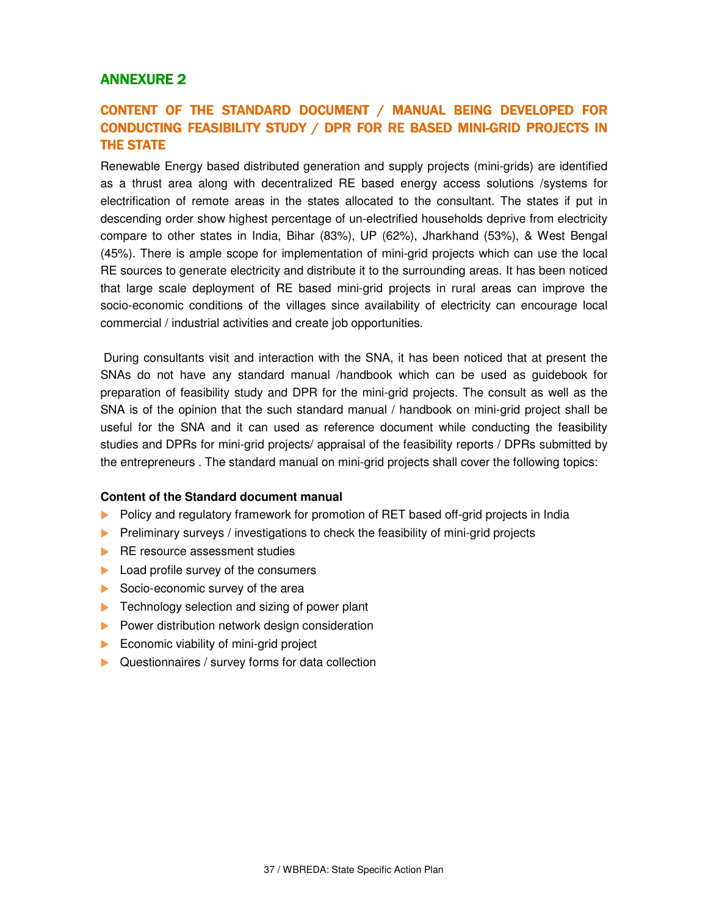## ANNEXURE 2

### CONTENT OF THE STANDARD DOCUMENT / MANUAL BEING DEVELOPED FOR CONDUCTING FEASIBILITY STUDY / DPR FOR RE BASED MINI-GRID PROJECTS IN THE STATE

Renewable Energy based distributed generation and supply projects (mini-grids) are identified as a thrust area along with decentralized RE based energy access solutions /systems for electrification of remote areas in the states allocated to the consultant. The states if put in descending order show highest percentage of un-electrified households deprive from electricity compare to other states in India, Bihar (83%), UP (62%), Jharkhand (53%), & West Bengal (45%). There is ample scope for implementation of mini-grid projects which can use the local RE sources to generate electricity and distribute it to the surrounding areas. It has been noticed that large scale deployment of RE based mini-grid projects in rural areas can improve the socio-economic conditions of the villages since availability of electricity can encourage local commercial / industrial activities and create job opportunities.

During consultants visit and interaction with the SNA, it has been noticed that at present the SNAs do not have any standard manual /handbook which can be used as guidebook for preparation of feasibility study and DPR for the mini-grid projects. The consult as well as the SNA is of the opinion that the such standard manual / handbook on mini-grid project shall be useful for the SNA and it can used as reference document while conducting the feasibility studies and DPRs for mini-grid projects/ appraisal of the feasibility reports / DPRs submitted by the entrepreneurs . The standard manual on mini-grid projects shall cover the following topics:

**Content of the Standard document manual**

- Policy and regulatory framework for promotion of RET based off-grid projects in India
- Preliminary surveys / investigations to check the feasibility of mini-grid projects
- RE resource assessment studies
- Load profile survey of the consumers
- Socio-economic survey of the area
- Technology selection and sizing of power plant
- Power distribution network design consideration
- Economic viability of mini-grid project
- Questionnaires / survey forms for data collection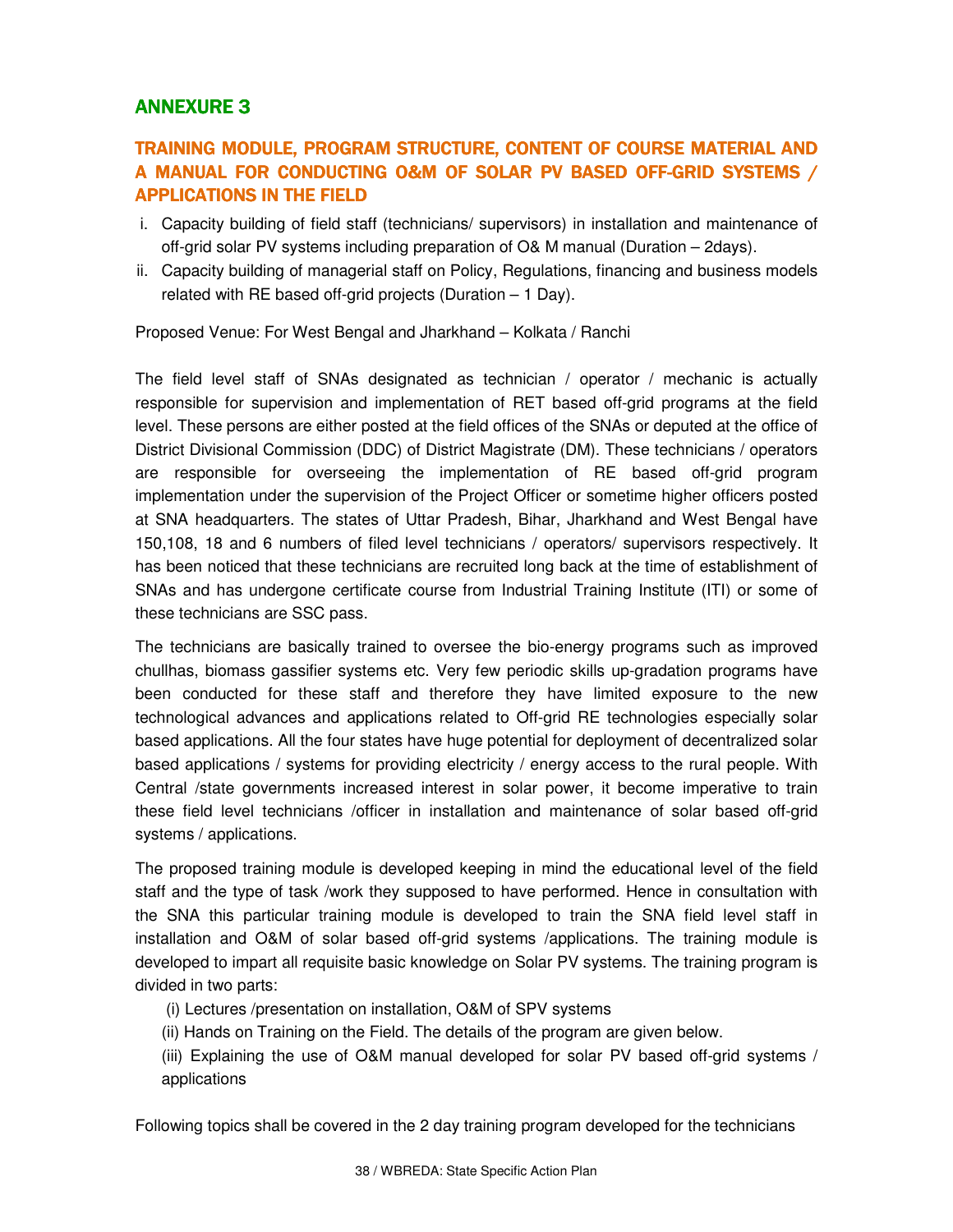## ANNEXURE 3

### TRAINING MODULE, PROGRAM STRUCTURE, CONTENT OF COURSE MATERIAL AND A MANUAL FOR CONDUCTING O&M OF SOLAR PV BASED OFF-GRID SYSTEMS / APPLICATIONS IN THE FIELD

i. Capacity building of field staff (technicians/ supervisors) in installation and maintenance of off-grid solar PV systems including preparation of O& M manual (Duration – 2days).

ii. Capacity building of managerial staff on Policy, Regulations, financing and business models related with RE based off-grid projects (Duration – 1 Day).

Proposed Venue: For West Bengal and Jharkhand – Kolkata / Ranchi

The field level staff of SNAs designated as technician / operator / mechanic is actually responsible for supervision and implementation of RET based off-grid programs at the field level. These persons are either posted at the field offices of the SNAs or deputed at the office of District Divisional Commission (DDC) of District Magistrate (DM). These technicians / operators are responsible for overseeing the implementation of RE based off-grid program implementation under the supervision of the Project Officer or sometime higher officers posted at SNA headquarters. The states of Uttar Pradesh, Bihar, Jharkhand and West Bengal have 150,108, 18 and 6 numbers of filed level technicians / operators/ supervisors respectively. It has been noticed that these technicians are recruited long back at the time of establishment of SNAs and has undergone certificate course from Industrial Training Institute (ITI) or some of these technicians are SSC pass.

The technicians are basically trained to oversee the bio-energy programs such as improved chullhas, biomass gassifier systems etc. Very few periodic skills up-gradation programs have been conducted for these staff and therefore they have limited exposure to the new technological advances and applications related to Off-grid RE technologies especially solar based applications. All the four states have huge potential for deployment of decentralized solar based applications / systems for providing electricity / energy access to the rural people. With Central /state governments increased interest in solar power, it become imperative to train these field level technicians /officer in installation and maintenance of solar based off-grid systems / applications.

The proposed training module is developed keeping in mind the educational level of the field staff and the type of task /work they supposed to have performed. Hence in consultation with the SNA this particular training module is developed to train the SNA field level staff in installation and O&M of solar based off-grid systems /applications. The training module is developed to impart all requisite basic knowledge on Solar PV systems. The training program is divided in two parts:

(i) Lectures /presentation on installation, O&M of SPV systems

(ii) Hands on Training on the Field. The details of the program are given below.

(iii) Explaining the use of O&M manual developed for solar PV based off-grid systems / applications

Following topics shall be covered in the 2 day training program developed for the technicians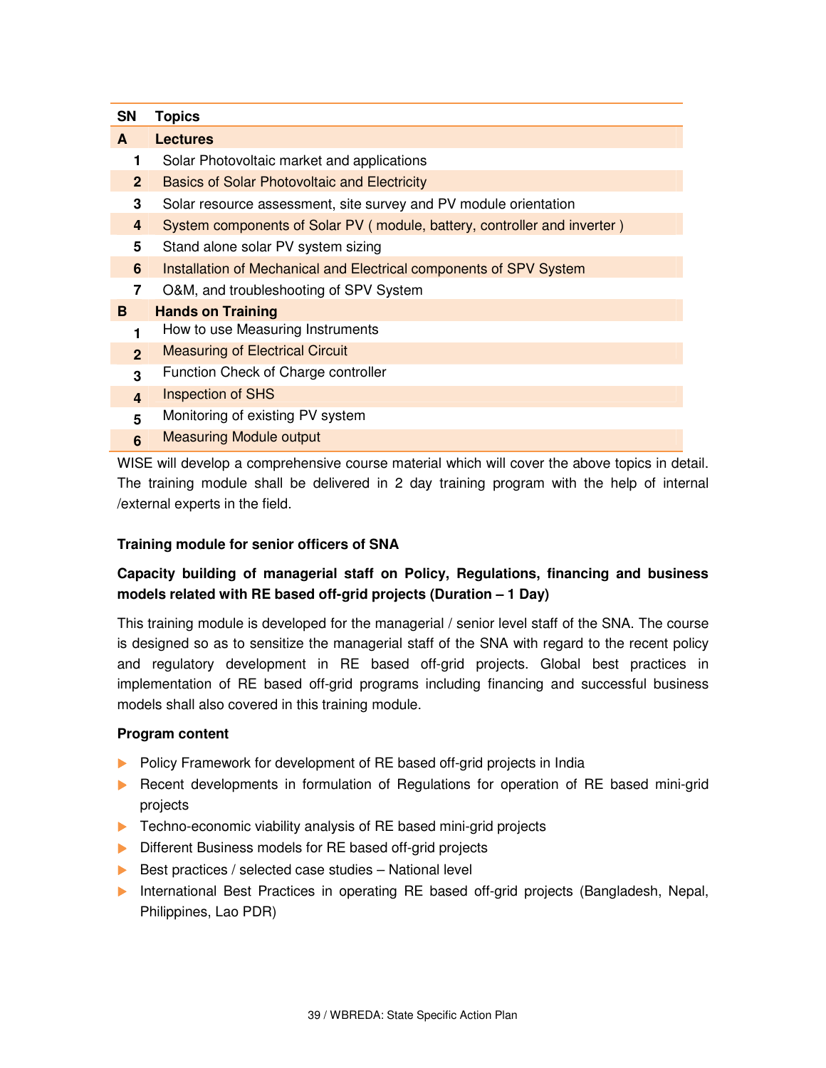| SN | Topics |
|---|---|
| **A** | **Lectures** |
| **1** | Solar Photovoltaic market and applications |
| **2** | Basics of Solar Photovoltaic and Electricity |
| **3** | Solar resource assessment, site survey and PV module orientation |
| **4** | System components of Solar PV ( module, battery, controller and inverter ) |
| **5** | Stand alone solar PV system sizing |
| **6** | Installation of Mechanical and Electrical components of SPV System |
| **7** | O&M, and troubleshooting of SPV System |
| **B** | **Hands on Training** |
| **1** | How to use Measuring Instruments |
| **2** | Measuring of Electrical Circuit |
| **3** | Function Check of Charge controller |
| **4** | Inspection of SHS |
| **5** | Monitoring of existing PV system |
| **6** | Measuring Module output |

WISE will develop a comprehensive course material which will cover the above topics in detail. The training module shall be delivered in 2 day training program with the help of internal /external experts in the field.

**Training module for senior officers of SNA**

**Capacity building of managerial staff on Policy, Regulations, financing and business models related with RE based off-grid projects (Duration – 1 Day)**

This training module is developed for the managerial / senior level staff of the SNA. The course is designed so as to sensitize the managerial staff of the SNA with regard to the recent policy and regulatory development in RE based off-grid projects. Global best practices in implementation of RE based off-grid programs including financing and successful business models shall also covered in this training module.

**Program content**

- Policy Framework for development of RE based off-grid projects in India
- Recent developments in formulation of Regulations for operation of RE based mini-grid projects
- Techno-economic viability analysis of RE based mini-grid projects
- Different Business models for RE based off-grid projects
- Best practices / selected case studies – National level
- International Best Practices in operating RE based off-grid projects (Bangladesh, Nepal, Philippines, Lao PDR)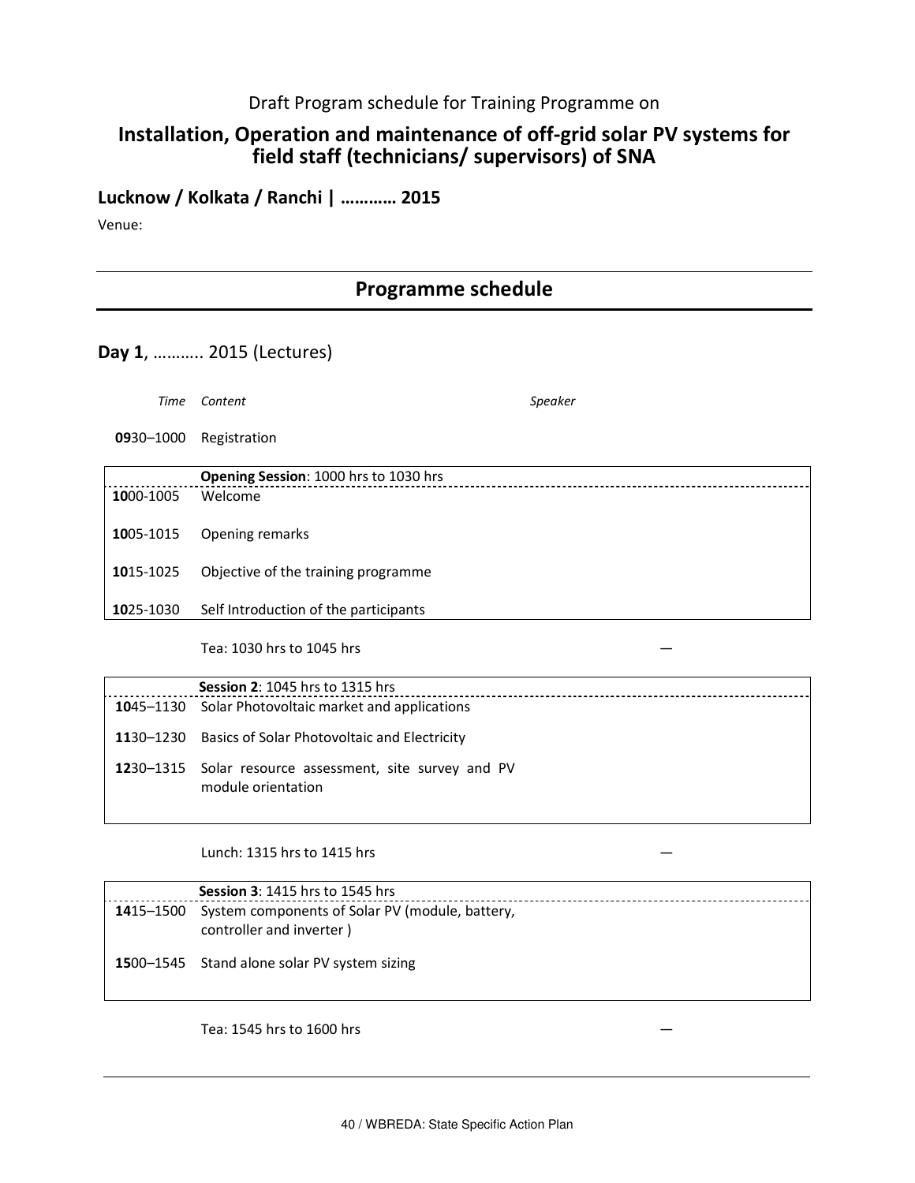Draft Program schedule for Training Programme on

## Installation, Operation and maintenance of off-grid solar PV systems for field staff (technicians/ supervisors) of SNA

### Lucknow / Kolkata / Ranchi | ………… 2015

Venue:

## Programme schedule

### **Day 1**, ……….. 2015 (Lectures)

| *Time* | *Content* | *Speaker* |
|---|---|---|
| **09**30–1000 | Registration | |
| | **Opening Session**: 1000 hrs to 1030 hrs | |
| **10**00-1005 | Welcome | |
| **10**05-1015 | Opening remarks | |
| **10**15-1025 | Objective of the training programme | |
| **10**25-1030 | Self Introduction of the participants | |
| | Tea: 1030 hrs to 1045 hrs | — |
| | **Session 2**: 1045 hrs to 1315 hrs | |
| **10**45–1130 | Solar Photovoltaic market and applications | |
| **11**30–1230 | Basics of Solar Photovoltaic and Electricity | |
| **12**30–1315 | Solar resource assessment, site survey and PV module orientation | |
| | Lunch: 1315 hrs to 1415 hrs | — |
| | **Session 3**: 1415 hrs to 1545 hrs | |
| **14**15–1500 | System components of Solar PV (module, battery, controller and inverter ) | |
| **15**00–1545 | Stand alone solar PV system sizing | |
| | Tea: 1545 hrs to 1600 hrs | — |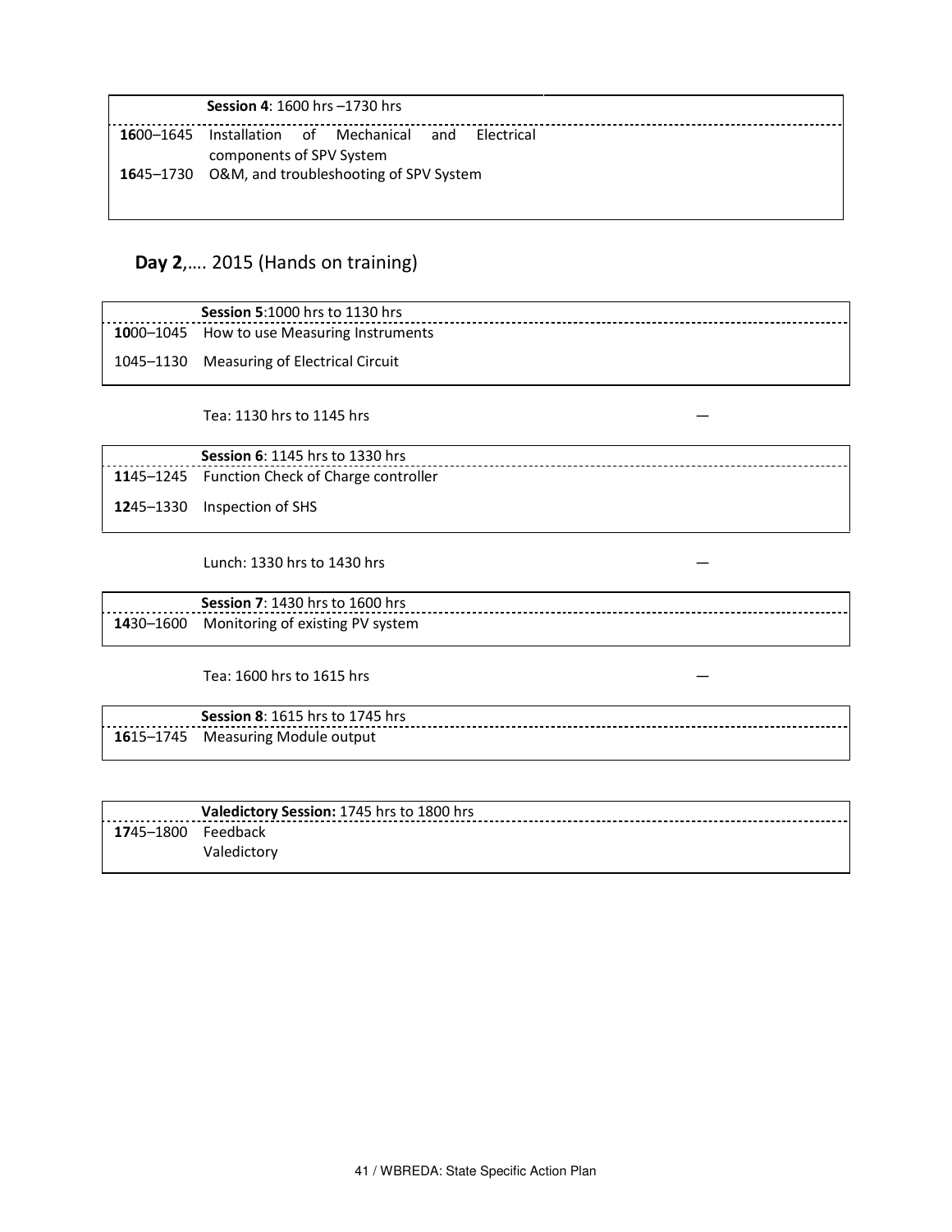| | **Session 4**: 1600 hrs –1730 hrs |
|---|---|
| **16**00–1645 | Installation of Mechanical and Electrical components of SPV System |
| **16**45–1730 | O&M, and troubleshooting of SPV System |

## **Day 2**,…. 2015 (Hands on training)

| | **Session 5**:1000 hrs to 1130 hrs |
|---|---|
| **10**00–1045 | How to use Measuring Instruments |
| 1045–1130 | Measuring of Electrical Circuit |

Tea: 1130 hrs to 1145 hrs —

| | **Session 6**: 1145 hrs to 1330 hrs |
|---|---|
| **11**45–1245 | Function Check of Charge controller |
| **12**45–1330 | Inspection of SHS |

Lunch: 1330 hrs to 1430 hrs —

| | **Session 7**: 1430 hrs to 1600 hrs |
|---|---|
| **14**30–1600 | Monitoring of existing PV system |

Tea: 1600 hrs to 1615 hrs —

| | **Session 8**: 1615 hrs to 1745 hrs |
|---|---|
| **16**15–1745 | Measuring Module output |

| | **Valedictory Session:** 1745 hrs to 1800 hrs |
|---|---|
| **17**45–1800 | Feedback<br>Valedictory |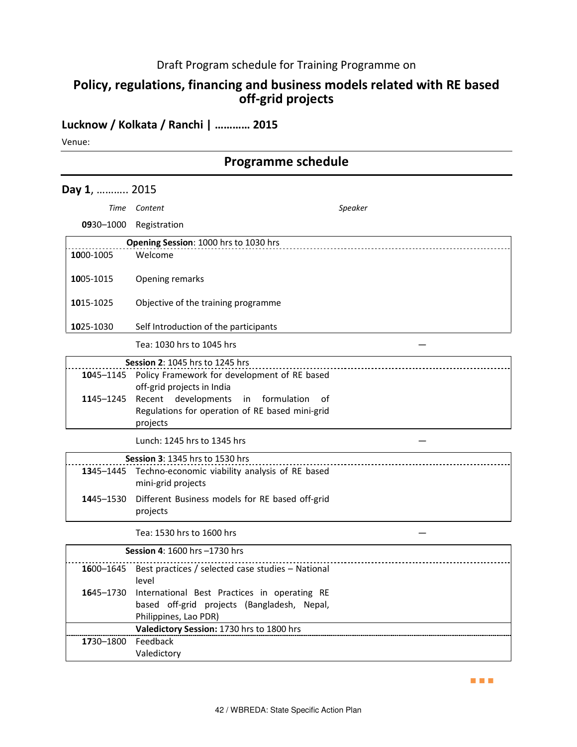Draft Program schedule for Training Programme on

# Policy, regulations, financing and business models related with RE based off-grid projects

## Lucknow / Kolkata / Ranchi | ………… 2015

Venue:

## Programme schedule

### Day 1, ……….. 2015

| Time | Content | Speaker |
|---|---|---|
| **09**30–1000 | Registration | |
| | **Opening Session**: 1000 hrs to 1030 hrs | |
| **10**00-1005 | Welcome | |
| **10**05-1015 | Opening remarks | |
| **10**15-1025 | Objective of the training programme | |
| **10**25-1030 | Self Introduction of the participants | |
| | Tea: 1030 hrs to 1045 hrs | — |
| | **Session 2**: 1045 hrs to 1245 hrs | |
| **10**45–1145 | Policy Framework for development of RE based off-grid projects in India | |
| **11**45–1245 | Recent developments in formulation of Regulations for operation of RE based mini-grid projects | |
| | Lunch: 1245 hrs to 1345 hrs | — |
| | **Session 3**: 1345 hrs to 1530 hrs | |
| **13**45–1445 | Techno-economic viability analysis of RE based mini-grid projects | |
| **14**45–1530 | Different Business models for RE based off-grid projects | |
| | Tea: 1530 hrs to 1600 hrs | — |
| | **Session 4**: 1600 hrs –1730 hrs | |
| **16**00–1645 | Best practices / selected case studies – National level | |
| **16**45–1730 | International Best Practices in operating RE based off-grid projects (Bangladesh, Nepal, Philippines, Lao PDR) | |
| | **Valedictory Session:** 1730 hrs to 1800 hrs | |
| **17**30–1800 | Feedback<br>Valedictory | |